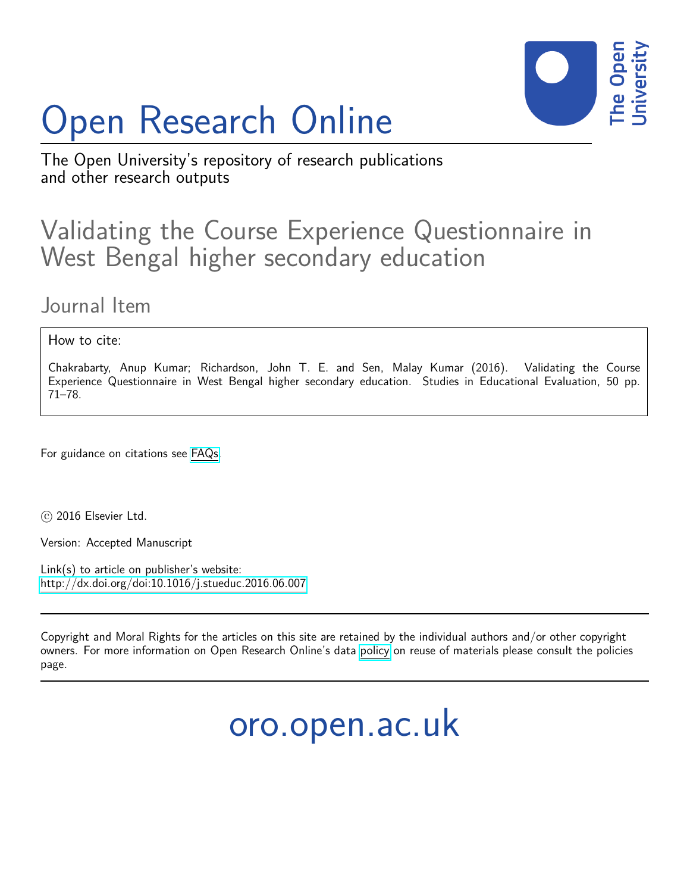# Open Research Online

The Open University's repository of research publications and other research outputs

## Validating the Course Experience Questionnaire in West Bengal higher secondary education

### Journal Item

How to cite:

Chakrabarty, Anup Kumar; Richardson, John T. E. and Sen, Malay Kumar (2016). Validating the Course Experience Questionnaire in West Bengal higher secondary education. Studies in Educational Evaluation, 50 pp. 71–78.

For guidance on citations see FAQs.

© 2016 Elsevier Ltd.

Version: Accepted Manuscript

Link(s) to article on publisher's website:
http://dx.doi.org/doi:10.1016/j.stueduc.2016.06.007

Copyright and Moral Rights for the articles on this site are retained by the individual authors and/or other copyright owners. For more information on Open Research Online's data policy on reuse of materials please consult the policies page.

oro.open.ac.uk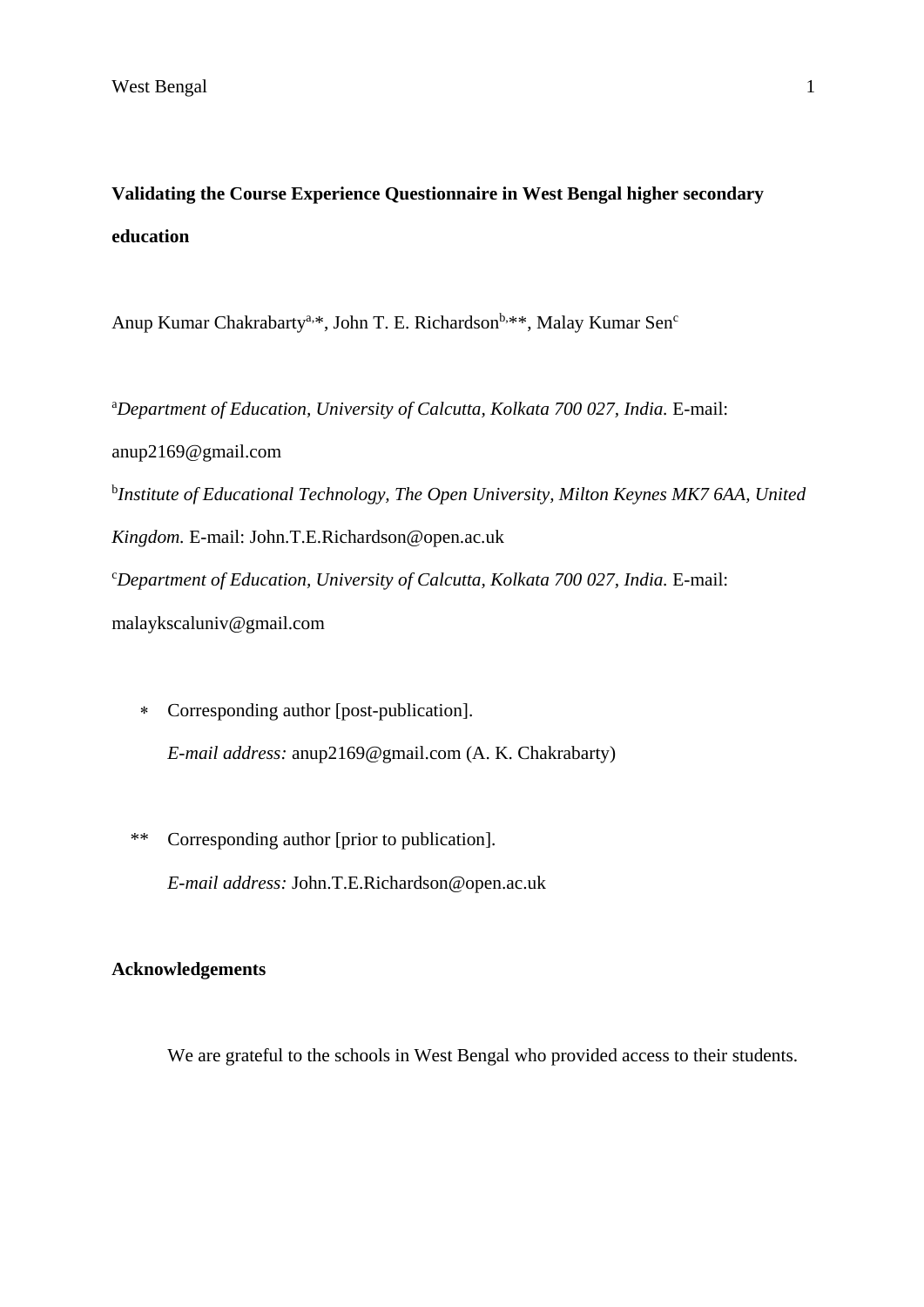**Validating the Course Experience Questionnaire in West Bengal higher secondary education**

Anup Kumar Chakrabarty[a,]*, John T. E. Richardson[b,]**, Malay Kumar Sen[c]

[a]*Department of Education, University of Calcutta, Kolkata 700 027, India.* E-mail: anup2169@gmail.com

[b]*Institute of Educational Technology, The Open University, Milton Keynes MK7 6AA, United Kingdom.* E-mail: John.T.E.Richardson@open.ac.uk

[c]*Department of Education, University of Calcutta, Kolkata 700 027, India.* E-mail: malaykscaluniv@gmail.com

\* Corresponding author [post-publication].
*E-mail address:* anup2169@gmail.com (A. K. Chakrabarty)

\** Corresponding author [prior to publication].
*E-mail address:* John.T.E.Richardson@open.ac.uk

**Acknowledgements**

We are grateful to the schools in West Bengal who provided access to their students.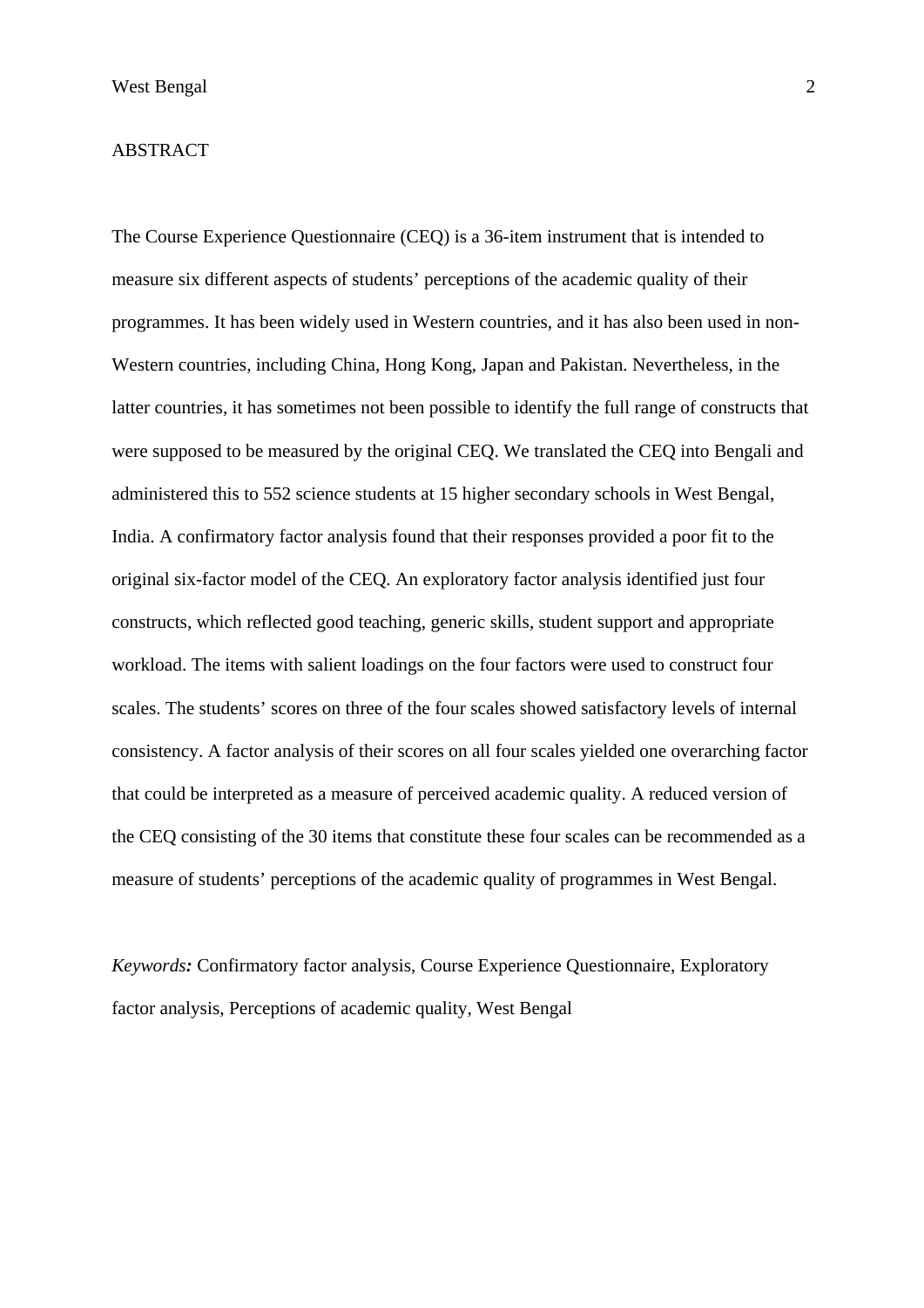## ABSTRACT

The Course Experience Questionnaire (CEQ) is a 36-item instrument that is intended to measure six different aspects of students' perceptions of the academic quality of their programmes. It has been widely used in Western countries, and it has also been used in non-Western countries, including China, Hong Kong, Japan and Pakistan. Nevertheless, in the latter countries, it has sometimes not been possible to identify the full range of constructs that were supposed to be measured by the original CEQ. We translated the CEQ into Bengali and administered this to 552 science students at 15 higher secondary schools in West Bengal, India. A confirmatory factor analysis found that their responses provided a poor fit to the original six-factor model of the CEQ. An exploratory factor analysis identified just four constructs, which reflected good teaching, generic skills, student support and appropriate workload. The items with salient loadings on the four factors were used to construct four scales. The students' scores on three of the four scales showed satisfactory levels of internal consistency. A factor analysis of their scores on all four scales yielded one overarching factor that could be interpreted as a measure of perceived academic quality. A reduced version of the CEQ consisting of the 30 items that constitute these four scales can be recommended as a measure of students' perceptions of the academic quality of programmes in West Bengal.

***Keywords:*** Confirmatory factor analysis, Course Experience Questionnaire, Exploratory factor analysis, Perceptions of academic quality, West Bengal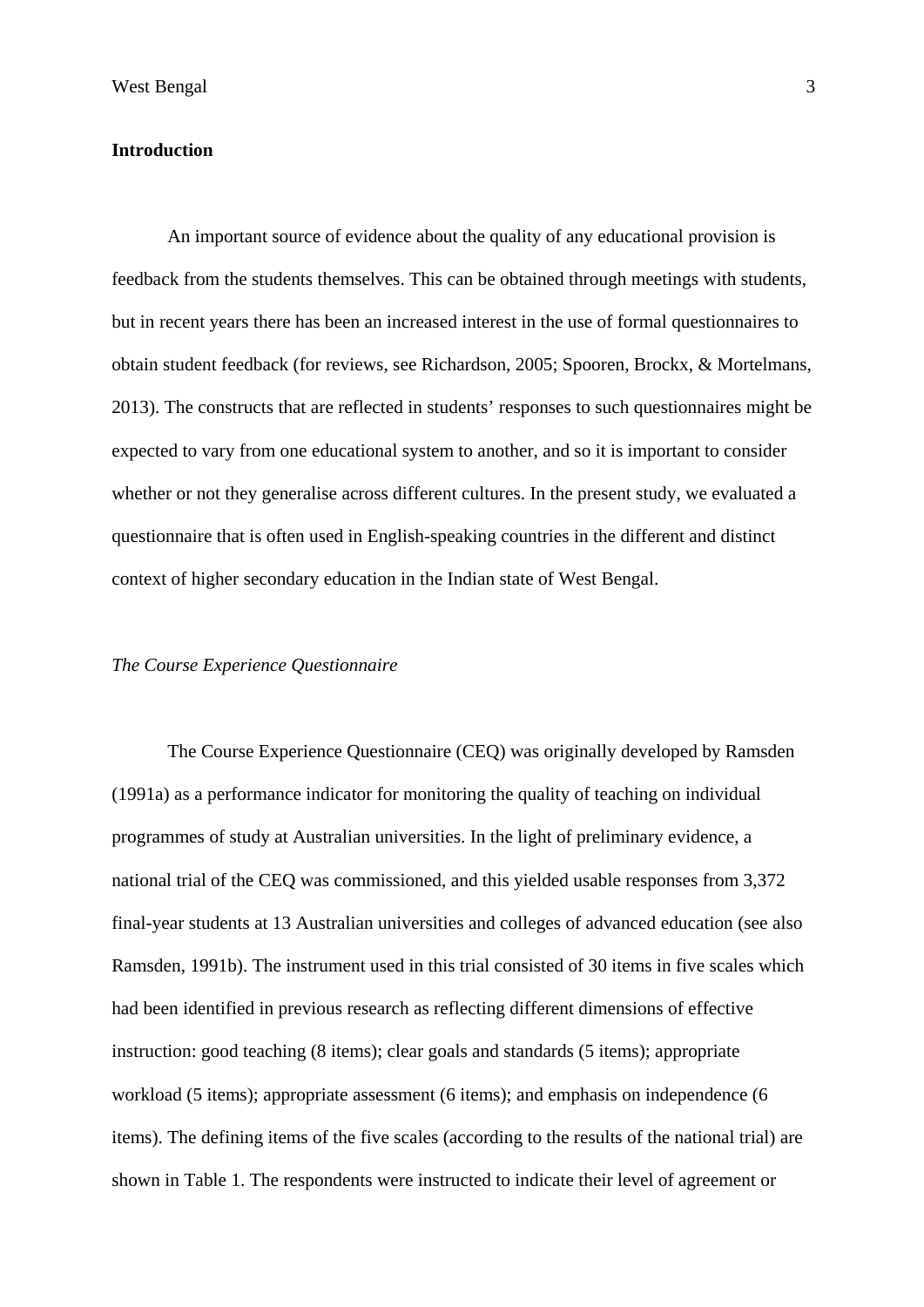## Introduction

An important source of evidence about the quality of any educational provision is feedback from the students themselves. This can be obtained through meetings with students, but in recent years there has been an increased interest in the use of formal questionnaires to obtain student feedback (for reviews, see Richardson, 2005; Spooren, Brockx, & Mortelmans, 2013). The constructs that are reflected in students' responses to such questionnaires might be expected to vary from one educational system to another, and so it is important to consider whether or not they generalise across different cultures. In the present study, we evaluated a questionnaire that is often used in English-speaking countries in the different and distinct context of higher secondary education in the Indian state of West Bengal.

### *The Course Experience Questionnaire*

The Course Experience Questionnaire (CEQ) was originally developed by Ramsden (1991a) as a performance indicator for monitoring the quality of teaching on individual programmes of study at Australian universities. In the light of preliminary evidence, a national trial of the CEQ was commissioned, and this yielded usable responses from 3,372 final-year students at 13 Australian universities and colleges of advanced education (see also Ramsden, 1991b). The instrument used in this trial consisted of 30 items in five scales which had been identified in previous research as reflecting different dimensions of effective instruction: good teaching (8 items); clear goals and standards (5 items); appropriate workload (5 items); appropriate assessment (6 items); and emphasis on independence (6 items). The defining items of the five scales (according to the results of the national trial) are shown in Table 1. The respondents were instructed to indicate their level of agreement or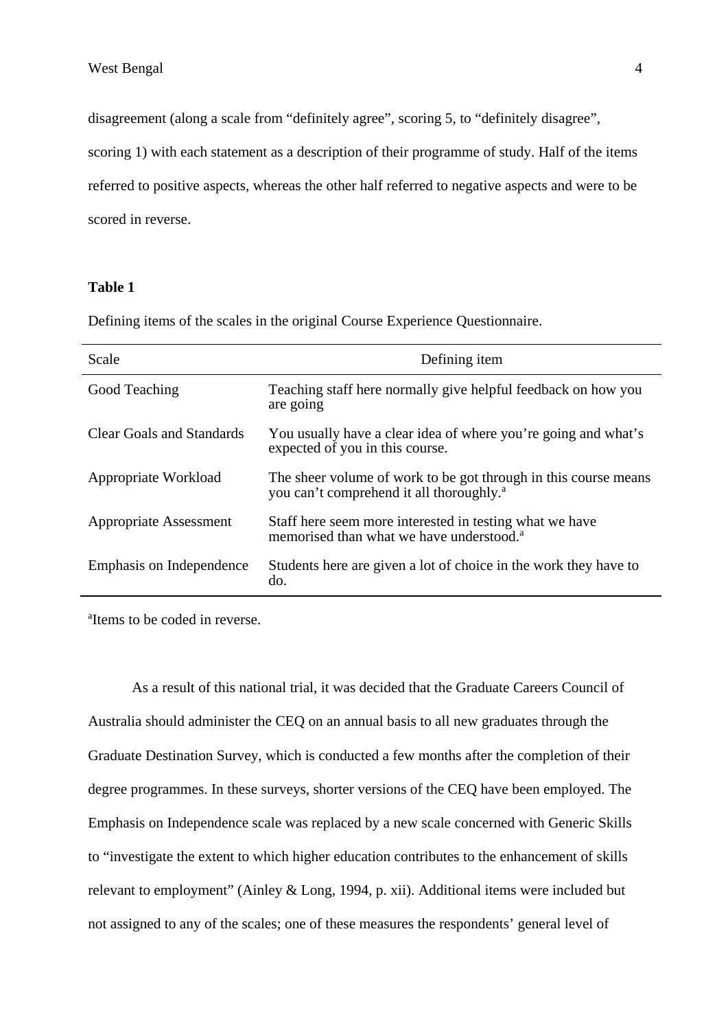disagreement (along a scale from "definitely agree", scoring 5, to "definitely disagree", scoring 1) with each statement as a description of their programme of study. Half of the items referred to positive aspects, whereas the other half referred to negative aspects and were to be scored in reverse.

**Table 1**

Defining items of the scales in the original Course Experience Questionnaire.

| Scale | Defining item |
|---|---|
| Good Teaching | Teaching staff here normally give helpful feedback on how you are going |
| Clear Goals and Standards | You usually have a clear idea of where you're going and what's expected of you in this course. |
| Appropriate Workload | The sheer volume of work to be got through in this course means you can't comprehend it all thoroughly.[a] |
| Appropriate Assessment | Staff here seem more interested in testing what we have memorised than what we have understood.[a] |
| Emphasis on Independence | Students here are given a lot of choice in the work they have to do. |

[a]Items to be coded in reverse.

As a result of this national trial, it was decided that the Graduate Careers Council of Australia should administer the CEQ on an annual basis to all new graduates through the Graduate Destination Survey, which is conducted a few months after the completion of their degree programmes. In these surveys, shorter versions of the CEQ have been employed. The Emphasis on Independence scale was replaced by a new scale concerned with Generic Skills to "investigate the extent to which higher education contributes to the enhancement of skills relevant to employment" (Ainley & Long, 1994, p. xii). Additional items were included but not assigned to any of the scales; one of these measures the respondents' general level of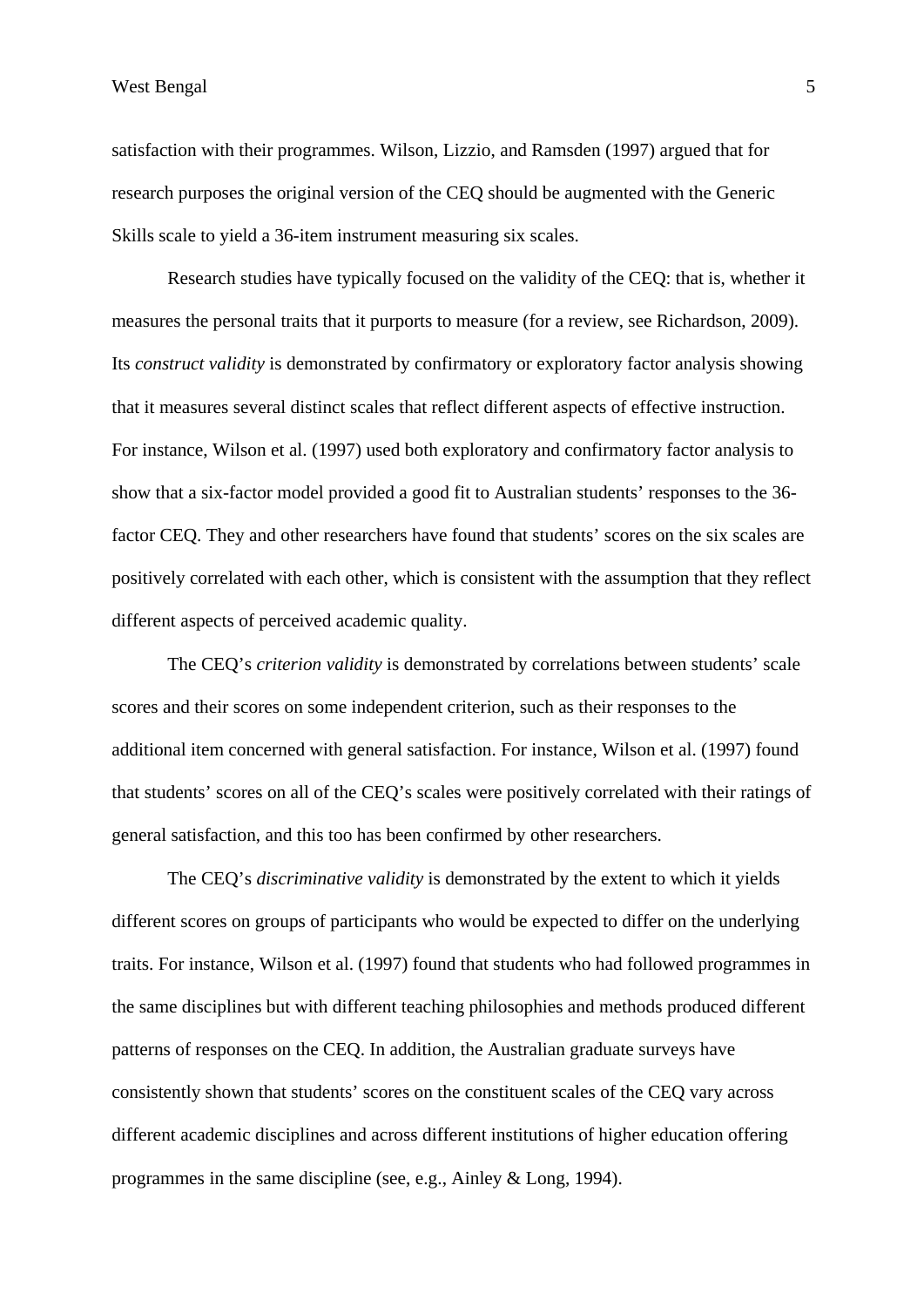satisfaction with their programmes. Wilson, Lizzio, and Ramsden (1997) argued that for research purposes the original version of the CEQ should be augmented with the Generic Skills scale to yield a 36-item instrument measuring six scales.

Research studies have typically focused on the validity of the CEQ: that is, whether it measures the personal traits that it purports to measure (for a review, see Richardson, 2009). Its *construct validity* is demonstrated by confirmatory or exploratory factor analysis showing that it measures several distinct scales that reflect different aspects of effective instruction. For instance, Wilson et al. (1997) used both exploratory and confirmatory factor analysis to show that a six-factor model provided a good fit to Australian students' responses to the 36-factor CEQ. They and other researchers have found that students' scores on the six scales are positively correlated with each other, which is consistent with the assumption that they reflect different aspects of perceived academic quality.

The CEQ's *criterion validity* is demonstrated by correlations between students' scale scores and their scores on some independent criterion, such as their responses to the additional item concerned with general satisfaction. For instance, Wilson et al. (1997) found that students' scores on all of the CEQ's scales were positively correlated with their ratings of general satisfaction, and this too has been confirmed by other researchers.

The CEQ's *discriminative validity* is demonstrated by the extent to which it yields different scores on groups of participants who would be expected to differ on the underlying traits. For instance, Wilson et al. (1997) found that students who had followed programmes in the same disciplines but with different teaching philosophies and methods produced different patterns of responses on the CEQ. In addition, the Australian graduate surveys have consistently shown that students' scores on the constituent scales of the CEQ vary across different academic disciplines and across different institutions of higher education offering programmes in the same discipline (see, e.g., Ainley & Long, 1994).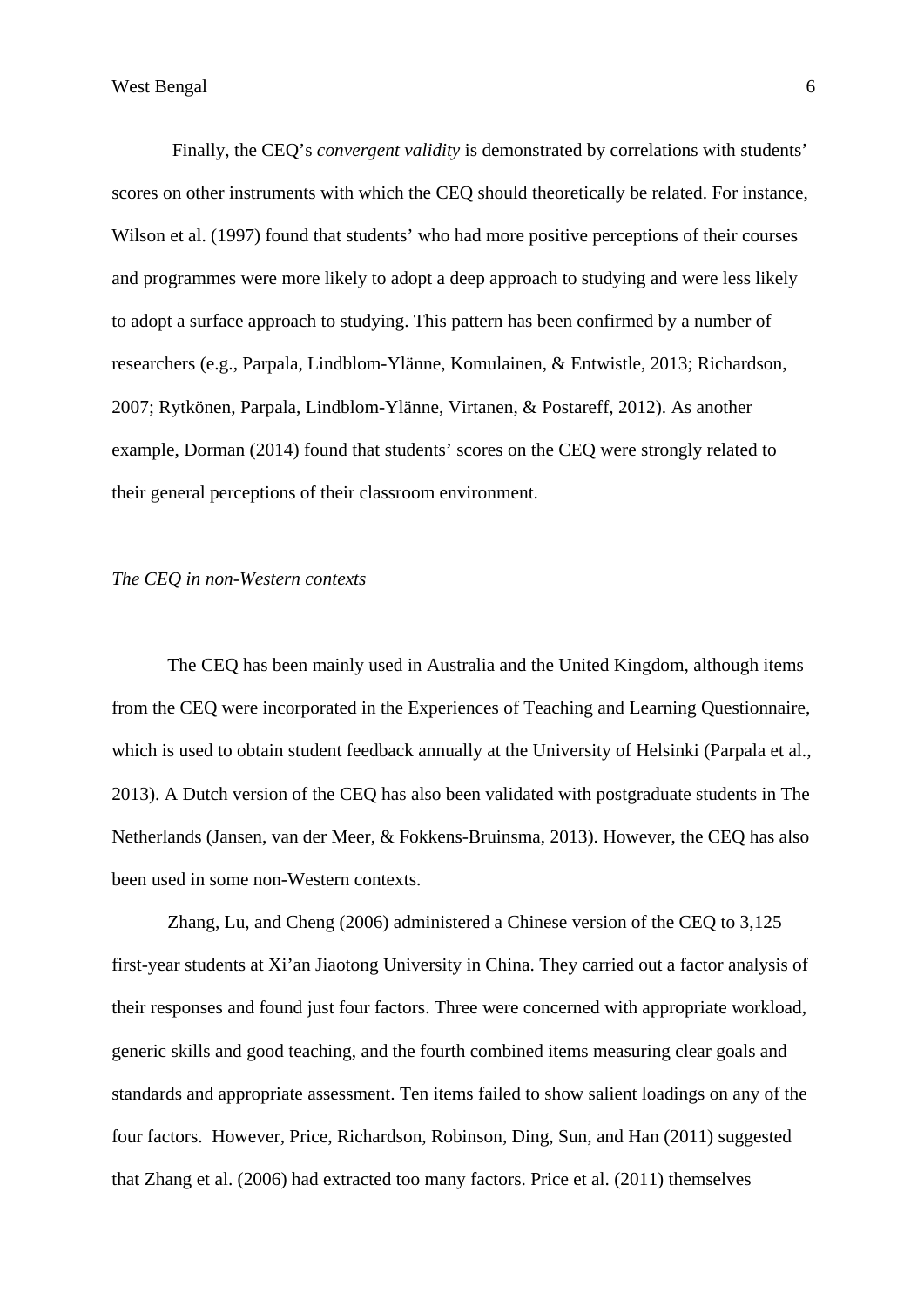Finally, the CEQ's *convergent validity* is demonstrated by correlations with students' scores on other instruments with which the CEQ should theoretically be related. For instance, Wilson et al. (1997) found that students' who had more positive perceptions of their courses and programmes were more likely to adopt a deep approach to studying and were less likely to adopt a surface approach to studying. This pattern has been confirmed by a number of researchers (e.g., Parpala, Lindblom-Ylänne, Komulainen, & Entwistle, 2013; Richardson, 2007; Rytkönen, Parpala, Lindblom-Ylänne, Virtanen, & Postareff, 2012). As another example, Dorman (2014) found that students' scores on the CEQ were strongly related to their general perceptions of their classroom environment.

### *The CEQ in non-Western contexts*

The CEQ has been mainly used in Australia and the United Kingdom, although items from the CEQ were incorporated in the Experiences of Teaching and Learning Questionnaire, which is used to obtain student feedback annually at the University of Helsinki (Parpala et al., 2013). A Dutch version of the CEQ has also been validated with postgraduate students in The Netherlands (Jansen, van der Meer, & Fokkens-Bruinsma, 2013). However, the CEQ has also been used in some non-Western contexts.

Zhang, Lu, and Cheng (2006) administered a Chinese version of the CEQ to 3,125 first-year students at Xi'an Jiaotong University in China. They carried out a factor analysis of their responses and found just four factors. Three were concerned with appropriate workload, generic skills and good teaching, and the fourth combined items measuring clear goals and standards and appropriate assessment. Ten items failed to show salient loadings on any of the four factors. However, Price, Richardson, Robinson, Ding, Sun, and Han (2011) suggested that Zhang et al. (2006) had extracted too many factors. Price et al. (2011) themselves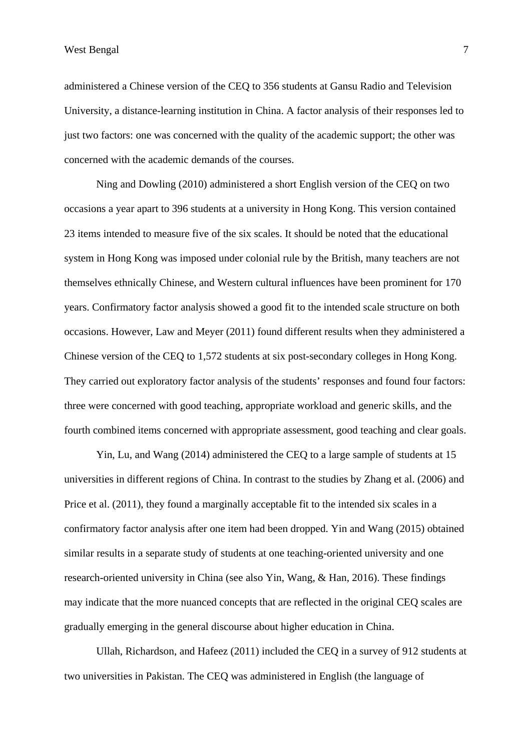administered a Chinese version of the CEQ to 356 students at Gansu Radio and Television University, a distance-learning institution in China. A factor analysis of their responses led to just two factors: one was concerned with the quality of the academic support; the other was concerned with the academic demands of the courses.

Ning and Dowling (2010) administered a short English version of the CEQ on two occasions a year apart to 396 students at a university in Hong Kong. This version contained 23 items intended to measure five of the six scales. It should be noted that the educational system in Hong Kong was imposed under colonial rule by the British, many teachers are not themselves ethnically Chinese, and Western cultural influences have been prominent for 170 years. Confirmatory factor analysis showed a good fit to the intended scale structure on both occasions. However, Law and Meyer (2011) found different results when they administered a Chinese version of the CEQ to 1,572 students at six post-secondary colleges in Hong Kong. They carried out exploratory factor analysis of the students' responses and found four factors: three were concerned with good teaching, appropriate workload and generic skills, and the fourth combined items concerned with appropriate assessment, good teaching and clear goals.

Yin, Lu, and Wang (2014) administered the CEQ to a large sample of students at 15 universities in different regions of China. In contrast to the studies by Zhang et al. (2006) and Price et al. (2011), they found a marginally acceptable fit to the intended six scales in a confirmatory factor analysis after one item had been dropped. Yin and Wang (2015) obtained similar results in a separate study of students at one teaching-oriented university and one research-oriented university in China (see also Yin, Wang, & Han, 2016). These findings may indicate that the more nuanced concepts that are reflected in the original CEQ scales are gradually emerging in the general discourse about higher education in China.

Ullah, Richardson, and Hafeez (2011) included the CEQ in a survey of 912 students at two universities in Pakistan. The CEQ was administered in English (the language of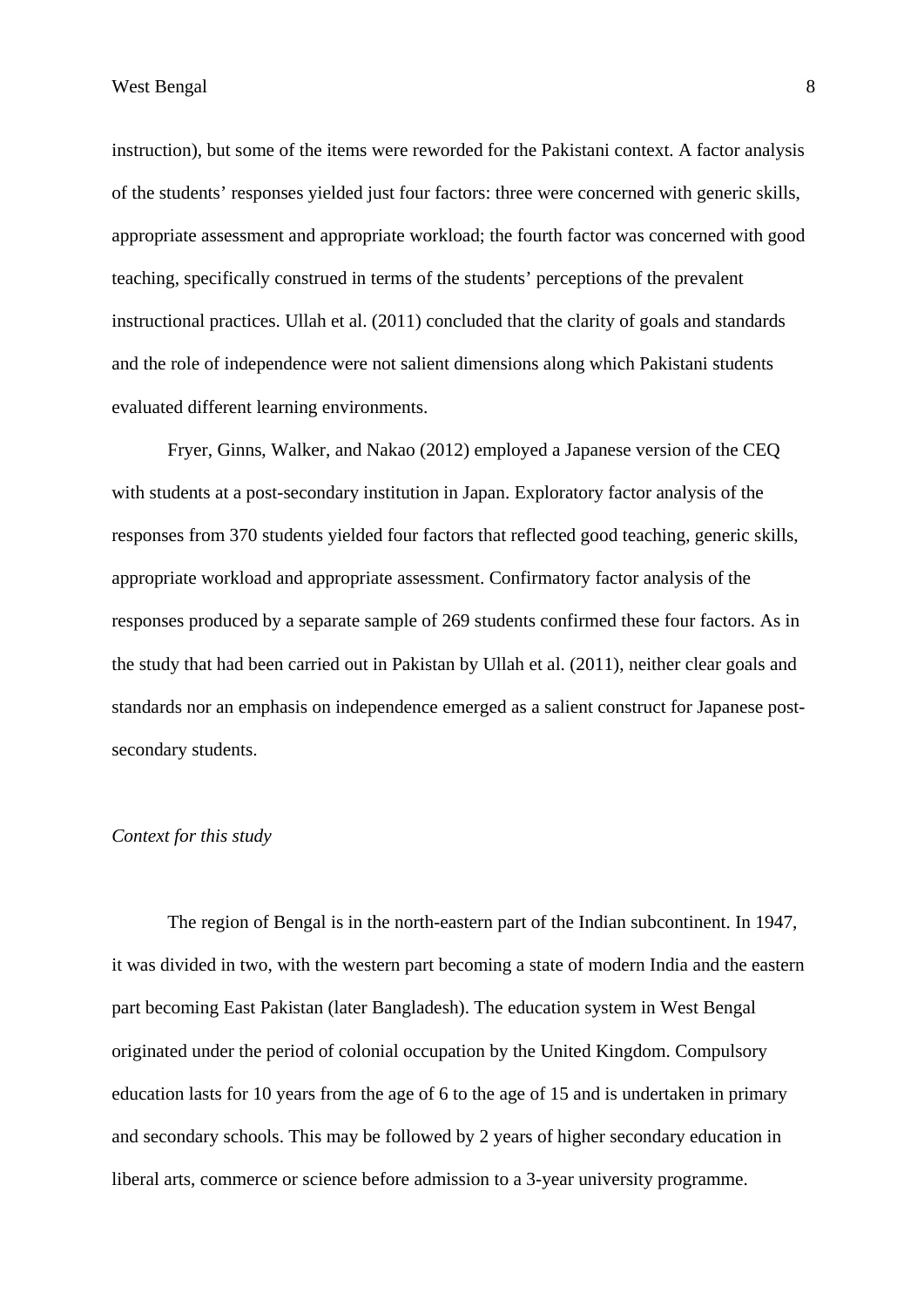instruction), but some of the items were reworded for the Pakistani context. A factor analysis of the students' responses yielded just four factors: three were concerned with generic skills, appropriate assessment and appropriate workload; the fourth factor was concerned with good teaching, specifically construed in terms of the students' perceptions of the prevalent instructional practices. Ullah et al. (2011) concluded that the clarity of goals and standards and the role of independence were not salient dimensions along which Pakistani students evaluated different learning environments.

Fryer, Ginns, Walker, and Nakao (2012) employed a Japanese version of the CEQ with students at a post-secondary institution in Japan. Exploratory factor analysis of the responses from 370 students yielded four factors that reflected good teaching, generic skills, appropriate workload and appropriate assessment. Confirmatory factor analysis of the responses produced by a separate sample of 269 students confirmed these four factors. As in the study that had been carried out in Pakistan by Ullah et al. (2011), neither clear goals and standards nor an emphasis on independence emerged as a salient construct for Japanese post-secondary students.

*Context for this study*

The region of Bengal is in the north-eastern part of the Indian subcontinent. In 1947, it was divided in two, with the western part becoming a state of modern India and the eastern part becoming East Pakistan (later Bangladesh). The education system in West Bengal originated under the period of colonial occupation by the United Kingdom. Compulsory education lasts for 10 years from the age of 6 to the age of 15 and is undertaken in primary and secondary schools. This may be followed by 2 years of higher secondary education in liberal arts, commerce or science before admission to a 3-year university programme.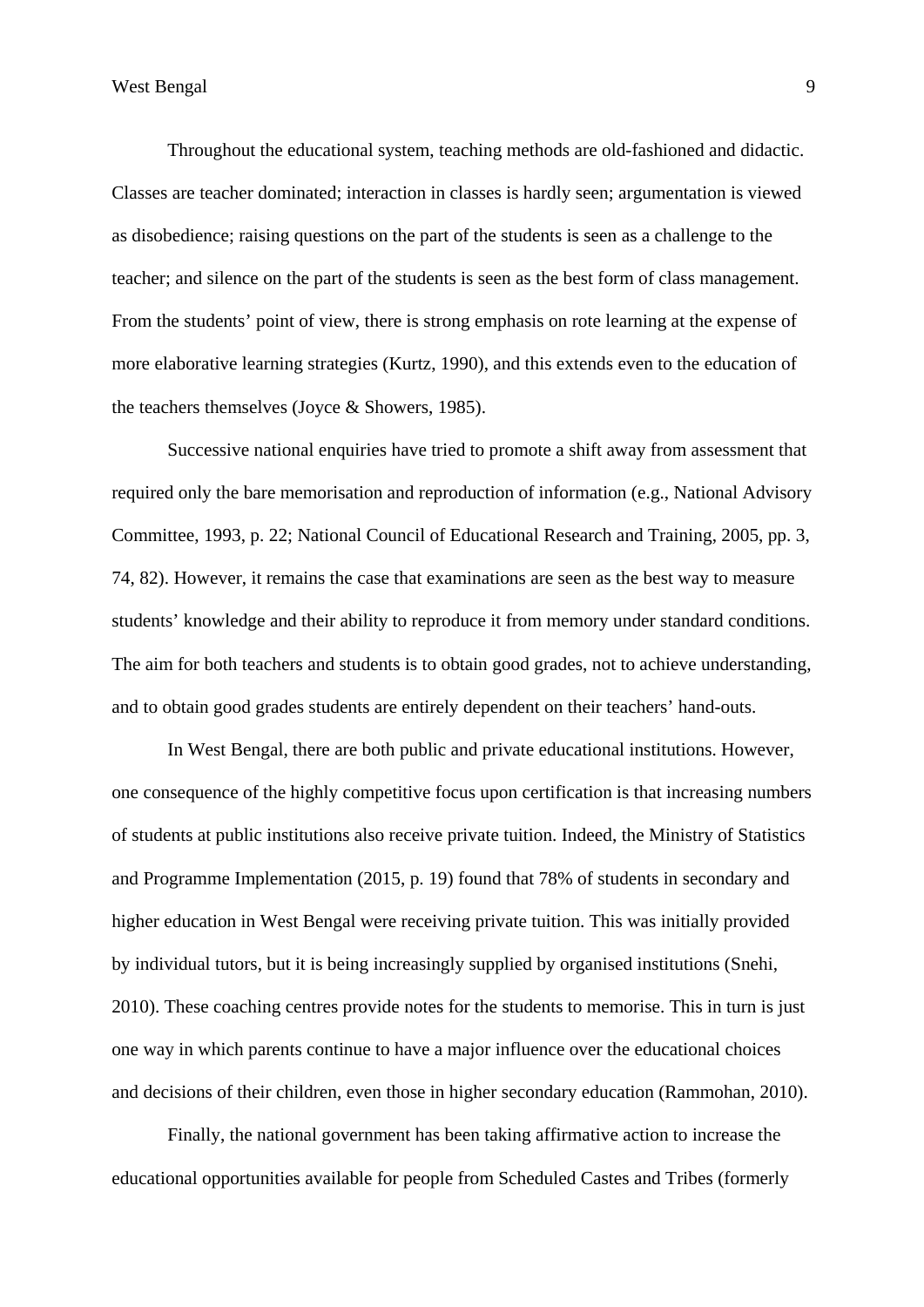Throughout the educational system, teaching methods are old-fashioned and didactic. Classes are teacher dominated; interaction in classes is hardly seen; argumentation is viewed as disobedience; raising questions on the part of the students is seen as a challenge to the teacher; and silence on the part of the students is seen as the best form of class management. From the students' point of view, there is strong emphasis on rote learning at the expense of more elaborative learning strategies (Kurtz, 1990), and this extends even to the education of the teachers themselves (Joyce & Showers, 1985).

Successive national enquiries have tried to promote a shift away from assessment that required only the bare memorisation and reproduction of information (e.g., National Advisory Committee, 1993, p. 22; National Council of Educational Research and Training, 2005, pp. 3, 74, 82). However, it remains the case that examinations are seen as the best way to measure students' knowledge and their ability to reproduce it from memory under standard conditions. The aim for both teachers and students is to obtain good grades, not to achieve understanding, and to obtain good grades students are entirely dependent on their teachers' hand-outs.

In West Bengal, there are both public and private educational institutions. However, one consequence of the highly competitive focus upon certification is that increasing numbers of students at public institutions also receive private tuition. Indeed, the Ministry of Statistics and Programme Implementation (2015, p. 19) found that 78% of students in secondary and higher education in West Bengal were receiving private tuition. This was initially provided by individual tutors, but it is being increasingly supplied by organised institutions (Snehi, 2010). These coaching centres provide notes for the students to memorise. This in turn is just one way in which parents continue to have a major influence over the educational choices and decisions of their children, even those in higher secondary education (Rammohan, 2010).

Finally, the national government has been taking affirmative action to increase the educational opportunities available for people from Scheduled Castes and Tribes (formerly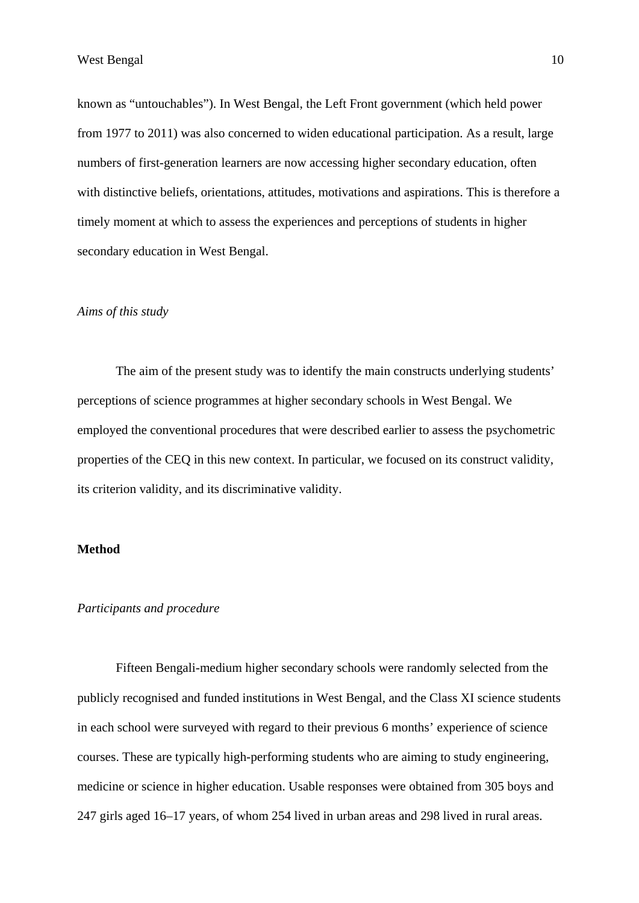known as “untouchables”). In West Bengal, the Left Front government (which held power from 1977 to 2011) was also concerned to widen educational participation. As a result, large numbers of first-generation learners are now accessing higher secondary education, often with distinctive beliefs, orientations, attitudes, motivations and aspirations. This is therefore a timely moment at which to assess the experiences and perceptions of students in higher secondary education in West Bengal.

### *Aims of this study*

The aim of the present study was to identify the main constructs underlying students’ perceptions of science programmes at higher secondary schools in West Bengal. We employed the conventional procedures that were described earlier to assess the psychometric properties of the CEQ in this new context. In particular, we focused on its construct validity, its criterion validity, and its discriminative validity.

## **Method**

### *Participants and procedure*

Fifteen Bengali-medium higher secondary schools were randomly selected from the publicly recognised and funded institutions in West Bengal, and the Class XI science students in each school were surveyed with regard to their previous 6 months’ experience of science courses. These are typically high-performing students who are aiming to study engineering, medicine or science in higher education. Usable responses were obtained from 305 boys and 247 girls aged 16–17 years, of whom 254 lived in urban areas and 298 lived in rural areas.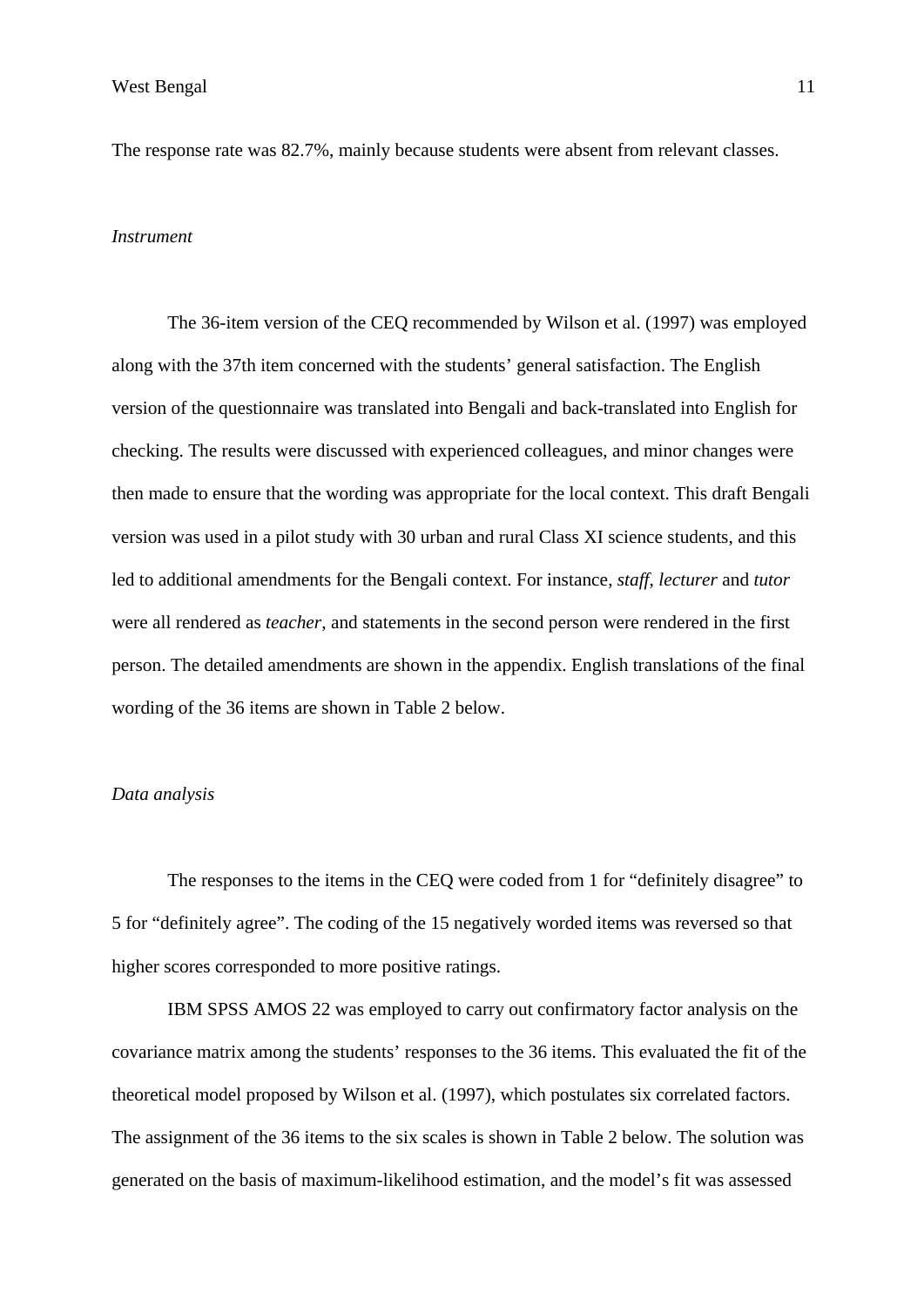The response rate was 82.7%, mainly because students were absent from relevant classes.

*Instrument*

The 36-item version of the CEQ recommended by Wilson et al. (1997) was employed along with the 37th item concerned with the students' general satisfaction. The English version of the questionnaire was translated into Bengali and back-translated into English for checking. The results were discussed with experienced colleagues, and minor changes were then made to ensure that the wording was appropriate for the local context. This draft Bengali version was used in a pilot study with 30 urban and rural Class XI science students, and this led to additional amendments for the Bengali context. For instance, *staff*, *lecturer* and *tutor* were all rendered as *teacher*, and statements in the second person were rendered in the first person. The detailed amendments are shown in the appendix. English translations of the final wording of the 36 items are shown in Table 2 below.

*Data analysis*

The responses to the items in the CEQ were coded from 1 for "definitely disagree" to 5 for "definitely agree". The coding of the 15 negatively worded items was reversed so that higher scores corresponded to more positive ratings.

IBM SPSS AMOS 22 was employed to carry out confirmatory factor analysis on the covariance matrix among the students' responses to the 36 items. This evaluated the fit of the theoretical model proposed by Wilson et al. (1997), which postulates six correlated factors. The assignment of the 36 items to the six scales is shown in Table 2 below. The solution was generated on the basis of maximum-likelihood estimation, and the model's fit was assessed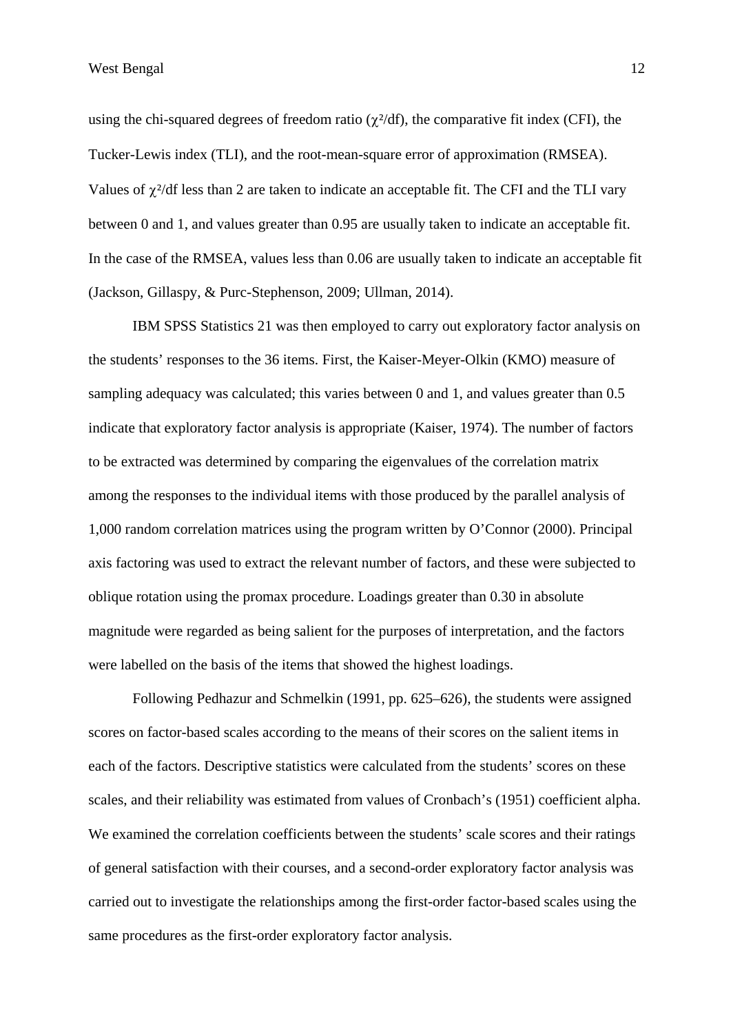using the chi-squared degrees of freedom ratio ($\chi^2$/df), the comparative fit index (CFI), the Tucker-Lewis index (TLI), and the root-mean-square error of approximation (RMSEA). Values of $\chi^2$/df less than 2 are taken to indicate an acceptable fit. The CFI and the TLI vary between 0 and 1, and values greater than 0.95 are usually taken to indicate an acceptable fit. In the case of the RMSEA, values less than 0.06 are usually taken to indicate an acceptable fit (Jackson, Gillaspy, & Purc-Stephenson, 2009; Ullman, 2014).

IBM SPSS Statistics 21 was then employed to carry out exploratory factor analysis on the students' responses to the 36 items. First, the Kaiser-Meyer-Olkin (KMO) measure of sampling adequacy was calculated; this varies between 0 and 1, and values greater than 0.5 indicate that exploratory factor analysis is appropriate (Kaiser, 1974). The number of factors to be extracted was determined by comparing the eigenvalues of the correlation matrix among the responses to the individual items with those produced by the parallel analysis of 1,000 random correlation matrices using the program written by O'Connor (2000). Principal axis factoring was used to extract the relevant number of factors, and these were subjected to oblique rotation using the promax procedure. Loadings greater than 0.30 in absolute magnitude were regarded as being salient for the purposes of interpretation, and the factors were labelled on the basis of the items that showed the highest loadings.

Following Pedhazur and Schmelkin (1991, pp. 625–626), the students were assigned scores on factor-based scales according to the means of their scores on the salient items in each of the factors. Descriptive statistics were calculated from the students' scores on these scales, and their reliability was estimated from values of Cronbach's (1951) coefficient alpha. We examined the correlation coefficients between the students' scale scores and their ratings of general satisfaction with their courses, and a second-order exploratory factor analysis was carried out to investigate the relationships among the first-order factor-based scales using the same procedures as the first-order exploratory factor analysis.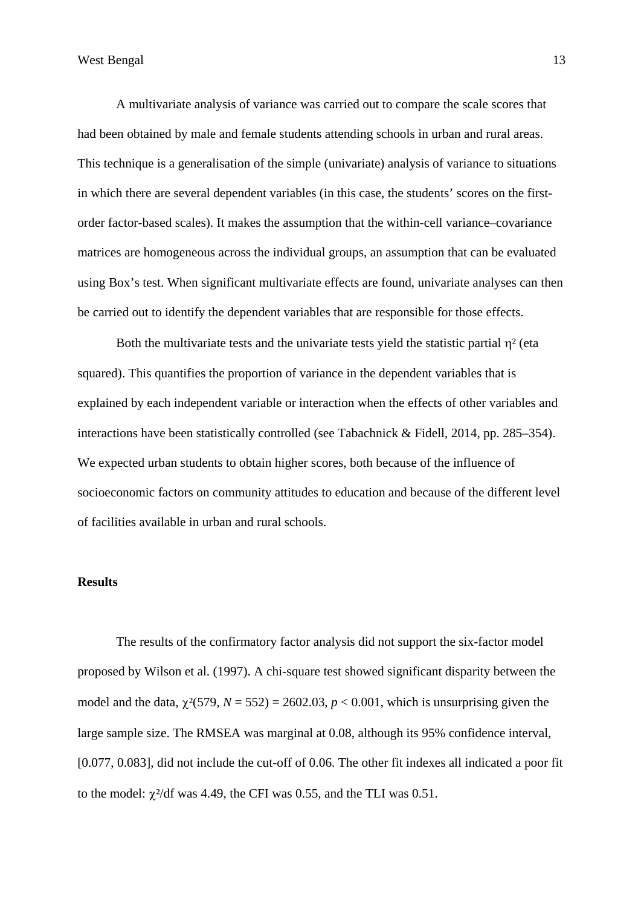A multivariate analysis of variance was carried out to compare the scale scores that had been obtained by male and female students attending schools in urban and rural areas. This technique is a generalisation of the simple (univariate) analysis of variance to situations in which there are several dependent variables (in this case, the students' scores on the first-order factor-based scales). It makes the assumption that the within-cell variance–covariance matrices are homogeneous across the individual groups, an assumption that can be evaluated using Box's test. When significant multivariate effects are found, univariate analyses can then be carried out to identify the dependent variables that are responsible for those effects.

Both the multivariate tests and the univariate tests yield the statistic partial $\eta^2$ (eta squared). This quantifies the proportion of variance in the dependent variables that is explained by each independent variable or interaction when the effects of other variables and interactions have been statistically controlled (see Tabachnick & Fidell, 2014, pp. 285–354). We expected urban students to obtain higher scores, both because of the influence of socioeconomic factors on community attitudes to education and because of the different level of facilities available in urban and rural schools.

## Results

The results of the confirmatory factor analysis did not support the six-factor model proposed by Wilson et al. (1997). A chi-square test showed significant disparity between the model and the data, $\chi^2(579, N = 552) = 2602.03$, $p < 0.001$, which is unsurprising given the large sample size. The RMSEA was marginal at 0.08, although its 95% confidence interval, [0.077, 0.083], did not include the cut-off of 0.06. The other fit indexes all indicated a poor fit to the model: $\chi^2$/df was 4.49, the CFI was 0.55, and the TLI was 0.51.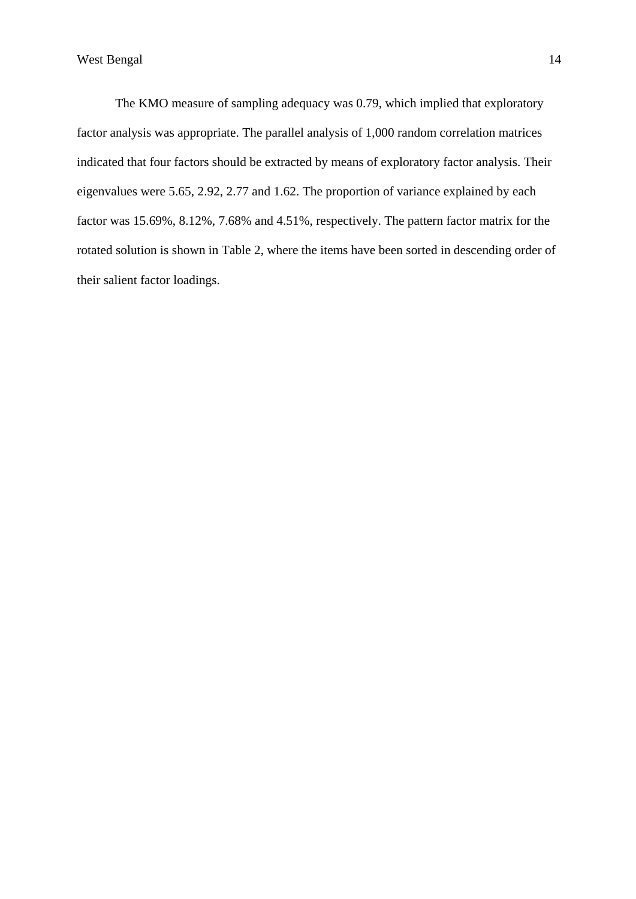The KMO measure of sampling adequacy was 0.79, which implied that exploratory factor analysis was appropriate. The parallel analysis of 1,000 random correlation matrices indicated that four factors should be extracted by means of exploratory factor analysis. Their eigenvalues were 5.65, 2.92, 2.77 and 1.62. The proportion of variance explained by each factor was 15.69%, 8.12%, 7.68% and 4.51%, respectively. The pattern factor matrix for the rotated solution is shown in Table 2, where the items have been sorted in descending order of their salient factor loadings.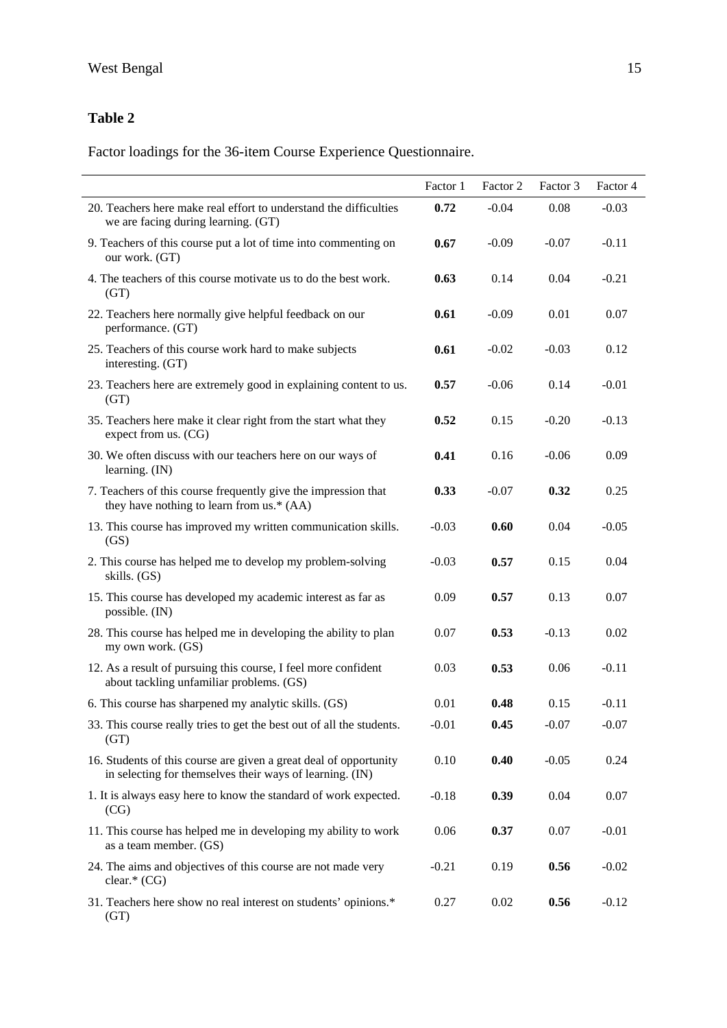**Table 2**

Factor loadings for the 36-item Course Experience Questionnaire.

| | Factor 1 | Factor 2 | Factor 3 | Factor 4 |
|---|---|---|---|---|
| 20. Teachers here make real effort to understand the difficulties we are facing during learning. (GT) | **0.72** | -0.04 | 0.08 | -0.03 |
| 9. Teachers of this course put a lot of time into commenting on our work. (GT) | **0.67** | -0.09 | -0.07 | -0.11 |
| 4. The teachers of this course motivate us to do the best work. (GT) | **0.63** | 0.14 | 0.04 | -0.21 |
| 22. Teachers here normally give helpful feedback on our performance. (GT) | **0.61** | -0.09 | 0.01 | 0.07 |
| 25. Teachers of this course work hard to make subjects interesting. (GT) | **0.61** | -0.02 | -0.03 | 0.12 |
| 23. Teachers here are extremely good in explaining content to us. (GT) | **0.57** | -0.06 | 0.14 | -0.01 |
| 35. Teachers here make it clear right from the start what they expect from us. (CG) | **0.52** | 0.15 | -0.20 | -0.13 |
| 30. We often discuss with our teachers here on our ways of learning. (IN) | **0.41** | 0.16 | -0.06 | 0.09 |
| 7. Teachers of this course frequently give the impression that they have nothing to learn from us.* (AA) | **0.33** | -0.07 | **0.32** | 0.25 |
| 13. This course has improved my written communication skills. (GS) | -0.03 | **0.60** | 0.04 | -0.05 |
| 2. This course has helped me to develop my problem-solving skills. (GS) | -0.03 | **0.57** | 0.15 | 0.04 |
| 15. This course has developed my academic interest as far as possible. (IN) | 0.09 | **0.57** | 0.13 | 0.07 |
| 28. This course has helped me in developing the ability to plan my own work. (GS) | 0.07 | **0.53** | -0.13 | 0.02 |
| 12. As a result of pursuing this course, I feel more confident about tackling unfamiliar problems. (GS) | 0.03 | **0.53** | 0.06 | -0.11 |
| 6. This course has sharpened my analytic skills. (GS) | 0.01 | **0.48** | 0.15 | -0.11 |
| 33. This course really tries to get the best out of all the students. (GT) | -0.01 | **0.45** | -0.07 | -0.07 |
| 16. Students of this course are given a great deal of opportunity in selecting for themselves their ways of learning. (IN) | 0.10 | **0.40** | -0.05 | 0.24 |
| 1. It is always easy here to know the standard of work expected. (CG) | -0.18 | **0.39** | 0.04 | 0.07 |
| 11. This course has helped me in developing my ability to work as a team member. (GS) | 0.06 | **0.37** | 0.07 | -0.01 |
| 24. The aims and objectives of this course are not made very clear.* (CG) | -0.21 | 0.19 | **0.56** | -0.02 |
| 31. Teachers here show no real interest on students' opinions.* (GT) | 0.27 | 0.02 | **0.56** | -0.12 |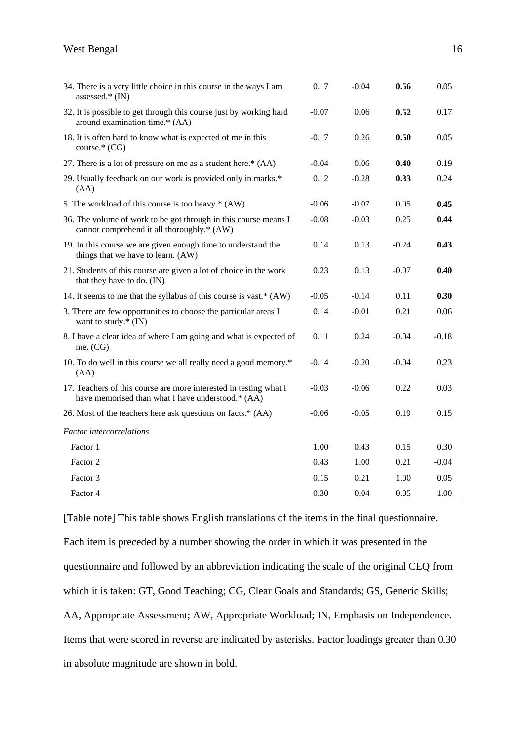| | | | | |
|---|---|---|---|---|
| 34. There is a very little choice in this course in the ways I am assessed.* (IN) | 0.17 | -0.04 | **0.56** | 0.05 |
| 32. It is possible to get through this course just by working hard around examination time.* (AA) | -0.07 | 0.06 | **0.52** | 0.17 |
| 18. It is often hard to know what is expected of me in this course.* (CG) | -0.17 | 0.26 | **0.50** | 0.05 |
| 27. There is a lot of pressure on me as a student here.* (AA) | -0.04 | 0.06 | **0.40** | 0.19 |
| 29. Usually feedback on our work is provided only in marks.* (AA) | 0.12 | -0.28 | **0.33** | 0.24 |
| 5. The workload of this course is too heavy.* (AW) | -0.06 | -0.07 | 0.05 | **0.45** |
| 36. The volume of work to be got through in this course means I cannot comprehend it all thoroughly.* (AW) | -0.08 | -0.03 | 0.25 | **0.44** |
| 19. In this course we are given enough time to understand the things that we have to learn. (AW) | 0.14 | 0.13 | -0.24 | **0.43** |
| 21. Students of this course are given a lot of choice in the work that they have to do. (IN) | 0.23 | 0.13 | -0.07 | **0.40** |
| 14. It seems to me that the syllabus of this course is vast.* (AW) | -0.05 | -0.14 | 0.11 | **0.30** |
| 3. There are few opportunities to choose the particular areas I want to study.* (IN) | 0.14 | -0.01 | 0.21 | 0.06 |
| 8. I have a clear idea of where I am going and what is expected of me. (CG) | 0.11 | 0.24 | -0.04 | -0.18 |
| 10. To do well in this course we all really need a good memory.* (AA) | -0.14 | -0.20 | -0.04 | 0.23 |
| 17. Teachers of this course are more interested in testing what I have memorised than what I have understood.* (AA) | -0.03 | -0.06 | 0.22 | 0.03 |
| 26. Most of the teachers here ask questions on facts.* (AA) | -0.06 | -0.05 | 0.19 | 0.15 |
| *Factor intercorrelations* | | | | |
| Factor 1 | 1.00 | 0.43 | 0.15 | 0.30 |
| Factor 2 | 0.43 | 1.00 | 0.21 | -0.04 |
| Factor 3 | 0.15 | 0.21 | 1.00 | 0.05 |
| Factor 4 | 0.30 | -0.04 | 0.05 | 1.00 |

[Table note] This table shows English translations of the items in the final questionnaire. Each item is preceded by a number showing the order in which it was presented in the questionnaire and followed by an abbreviation indicating the scale of the original CEQ from which it is taken: GT, Good Teaching; CG, Clear Goals and Standards; GS, Generic Skills; AA, Appropriate Assessment; AW, Appropriate Workload; IN, Emphasis on Independence. Items that were scored in reverse are indicated by asterisks. Factor loadings greater than 0.30 in absolute magnitude are shown in bold.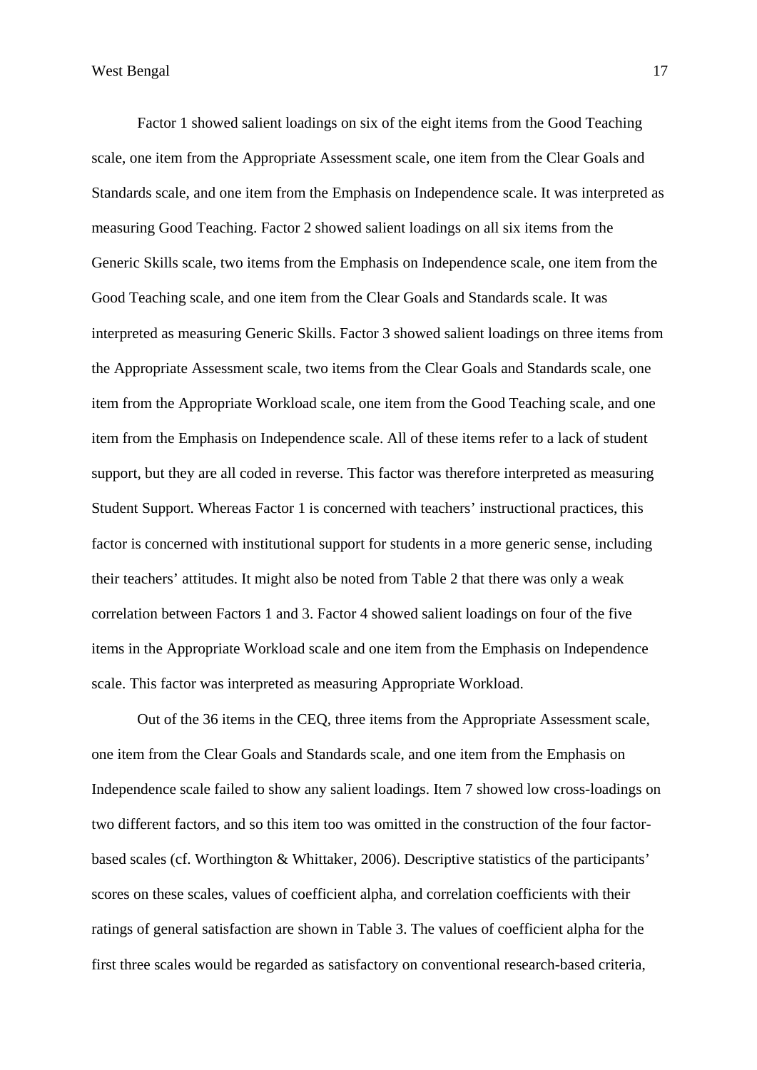Factor 1 showed salient loadings on six of the eight items from the Good Teaching scale, one item from the Appropriate Assessment scale, one item from the Clear Goals and Standards scale, and one item from the Emphasis on Independence scale. It was interpreted as measuring Good Teaching. Factor 2 showed salient loadings on all six items from the Generic Skills scale, two items from the Emphasis on Independence scale, one item from the Good Teaching scale, and one item from the Clear Goals and Standards scale. It was interpreted as measuring Generic Skills. Factor 3 showed salient loadings on three items from the Appropriate Assessment scale, two items from the Clear Goals and Standards scale, one item from the Appropriate Workload scale, one item from the Good Teaching scale, and one item from the Emphasis on Independence scale. All of these items refer to a lack of student support, but they are all coded in reverse. This factor was therefore interpreted as measuring Student Support. Whereas Factor 1 is concerned with teachers' instructional practices, this factor is concerned with institutional support for students in a more generic sense, including their teachers' attitudes. It might also be noted from Table 2 that there was only a weak correlation between Factors 1 and 3. Factor 4 showed salient loadings on four of the five items in the Appropriate Workload scale and one item from the Emphasis on Independence scale. This factor was interpreted as measuring Appropriate Workload.

Out of the 36 items in the CEQ, three items from the Appropriate Assessment scale, one item from the Clear Goals and Standards scale, and one item from the Emphasis on Independence scale failed to show any salient loadings. Item 7 showed low cross-loadings on two different factors, and so this item too was omitted in the construction of the four factor-based scales (cf. Worthington & Whittaker, 2006). Descriptive statistics of the participants' scores on these scales, values of coefficient alpha, and correlation coefficients with their ratings of general satisfaction are shown in Table 3. The values of coefficient alpha for the first three scales would be regarded as satisfactory on conventional research-based criteria,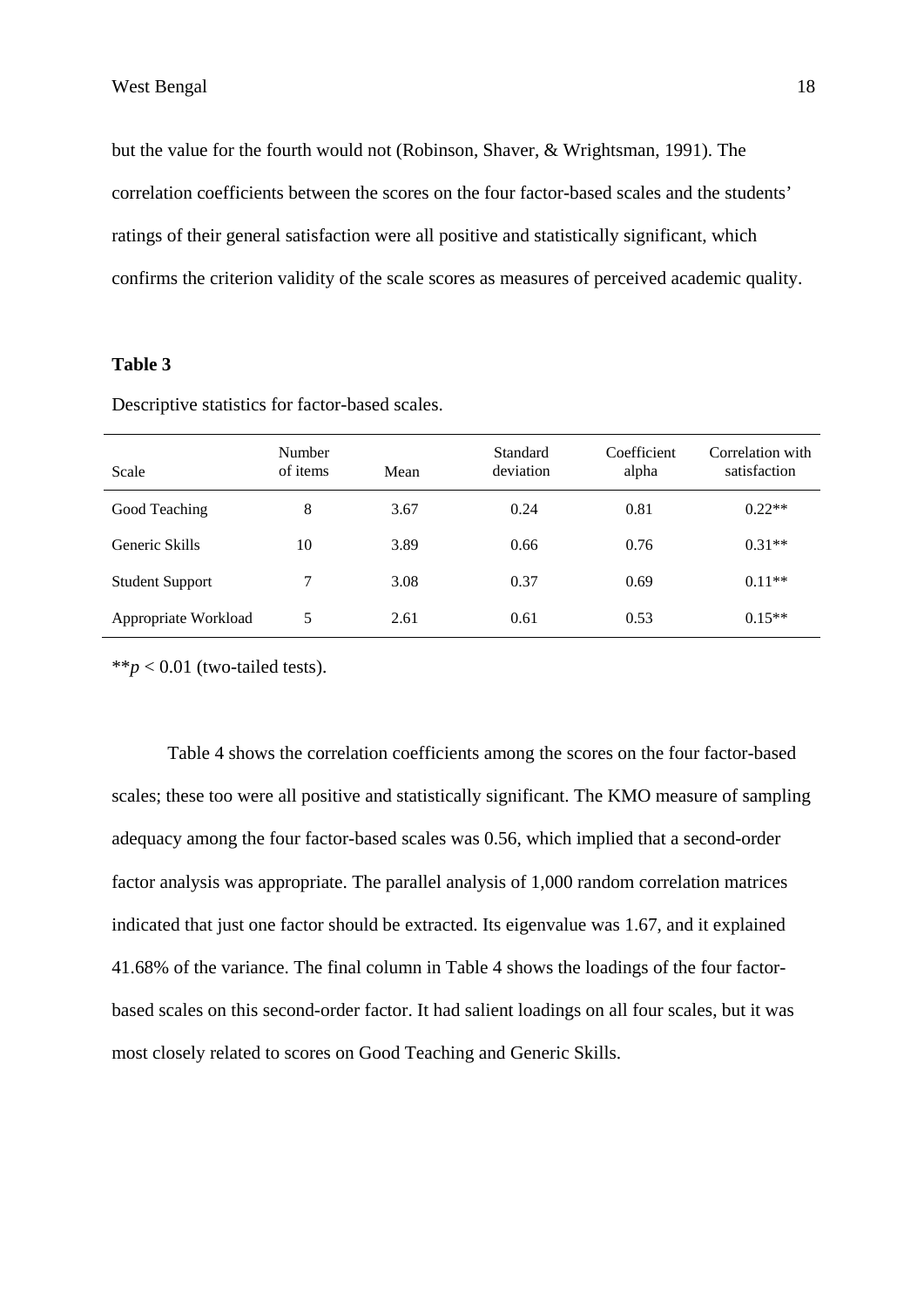but the value for the fourth would not (Robinson, Shaver, & Wrightsman, 1991). The correlation coefficients between the scores on the four factor-based scales and the students' ratings of their general satisfaction were all positive and statistically significant, which confirms the criterion validity of the scale scores as measures of perceived academic quality.

**Table 3**

Descriptive statistics for factor-based scales.

| Scale | Number of items | Mean | Standard deviation | Coefficient alpha | Correlation with satisfaction |
|---|---|---|---|---|---|
| Good Teaching | 8 | 3.67 | 0.24 | 0.81 | 0.22** |
| Generic Skills | 10 | 3.89 | 0.66 | 0.76 | 0.31** |
| Student Support | 7 | 3.08 | 0.37 | 0.69 | 0.11** |
| Appropriate Workload | 5 | 2.61 | 0.61 | 0.53 | 0.15** |

**$p < 0.01$ (two-tailed tests).

Table 4 shows the correlation coefficients among the scores on the four factor-based scales; these too were all positive and statistically significant. The KMO measure of sampling adequacy among the four factor-based scales was 0.56, which implied that a second-order factor analysis was appropriate. The parallel analysis of 1,000 random correlation matrices indicated that just one factor should be extracted. Its eigenvalue was 1.67, and it explained 41.68% of the variance. The final column in Table 4 shows the loadings of the four factor-based scales on this second-order factor. It had salient loadings on all four scales, but it was most closely related to scores on Good Teaching and Generic Skills.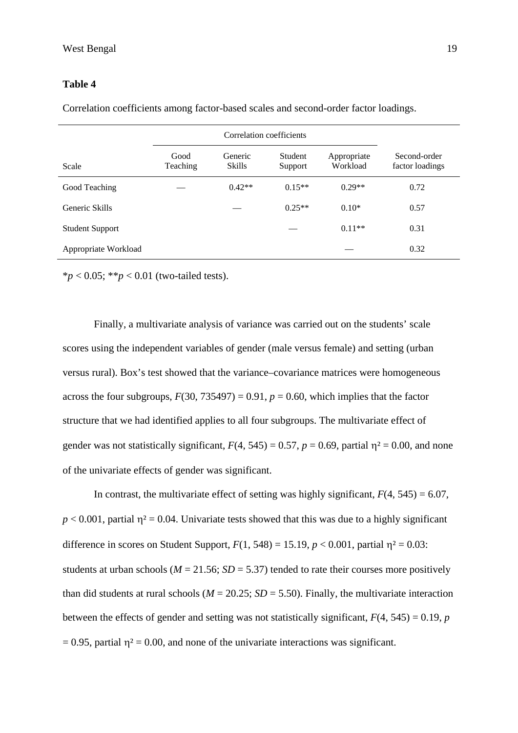**Table 4**

Correlation coefficients among factor-based scales and second-order factor loadings.

| | Correlation coefficients | | | | |
|---|---|---|---|---|---|
| Scale | Good Teaching | Generic Skills | Student Support | Appropriate Workload | Second-order factor loadings |
| Good Teaching | — | 0.42** | 0.15** | 0.29** | 0.72 |
| Generic Skills | | — | 0.25** | 0.10* | 0.57 |
| Student Support | | | — | 0.11** | 0.31 |
| Appropriate Workload | | | | — | 0.32 |

*$p < 0.05$; **$p < 0.01$ (two-tailed tests).

Finally, a multivariate analysis of variance was carried out on the students' scale scores using the independent variables of gender (male versus female) and setting (urban versus rural). Box's test showed that the variance–covariance matrices were homogeneous across the four subgroups, $F(30, 735497) = 0.91$, $p = 0.60$, which implies that the factor structure that we had identified applies to all four subgroups. The multivariate effect of gender was not statistically significant, $F(4, 545) = 0.57$, $p = 0.69$, partial $\eta^2 = 0.00$, and none of the univariate effects of gender was significant.

In contrast, the multivariate effect of setting was highly significant, $F(4, 545) = 6.07$, $p < 0.001$, partial $\eta^2 = 0.04$. Univariate tests showed that this was due to a highly significant difference in scores on Student Support, $F(1, 548) = 15.19$, $p < 0.001$, partial $\eta^2 = 0.03$: students at urban schools ($M = 21.56$; $SD = 5.37$) tended to rate their courses more positively than did students at rural schools ($M = 20.25$; $SD = 5.50$). Finally, the multivariate interaction between the effects of gender and setting was not statistically significant, $F(4, 545) = 0.19$, $p = 0.95$, partial $\eta^2 = 0.00$, and none of the univariate interactions was significant.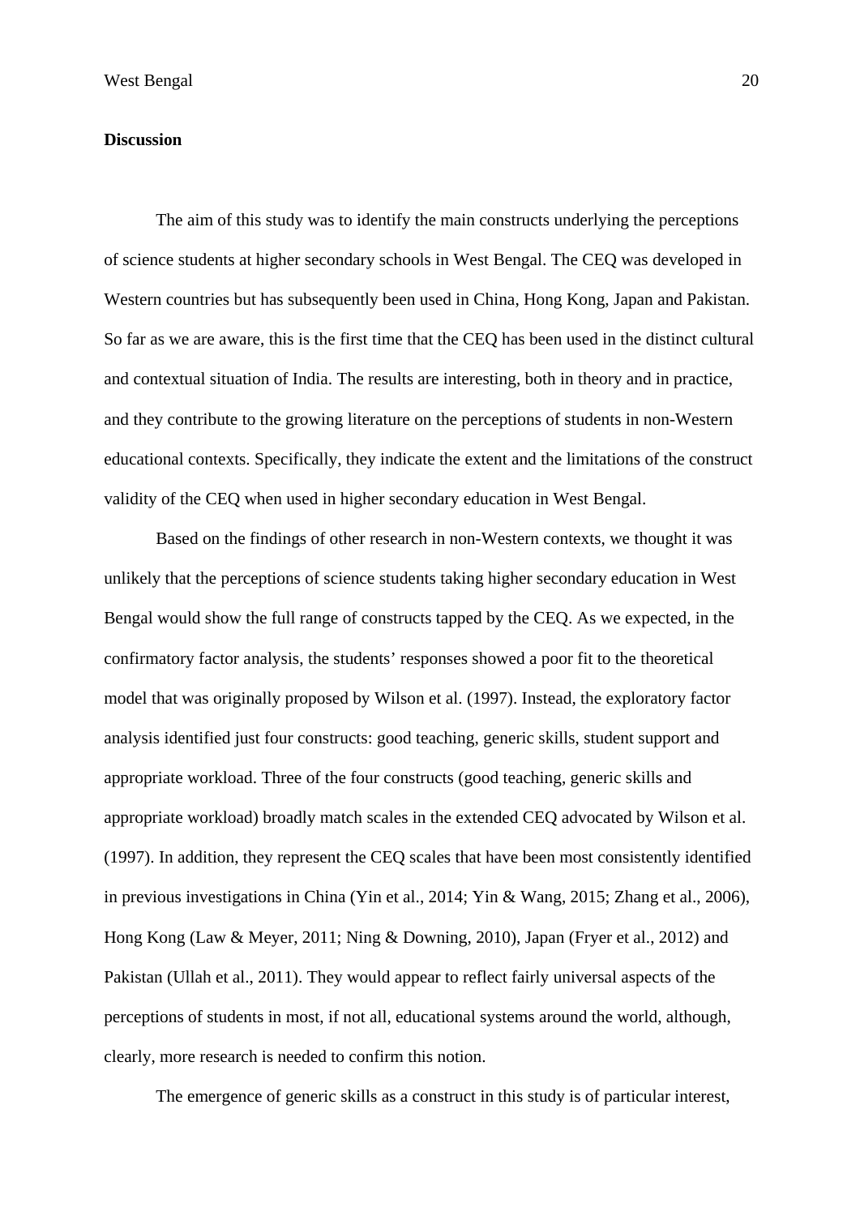**Discussion**

The aim of this study was to identify the main constructs underlying the perceptions of science students at higher secondary schools in West Bengal. The CEQ was developed in Western countries but has subsequently been used in China, Hong Kong, Japan and Pakistan. So far as we are aware, this is the first time that the CEQ has been used in the distinct cultural and contextual situation of India. The results are interesting, both in theory and in practice, and they contribute to the growing literature on the perceptions of students in non-Western educational contexts. Specifically, they indicate the extent and the limitations of the construct validity of the CEQ when used in higher secondary education in West Bengal.

Based on the findings of other research in non-Western contexts, we thought it was unlikely that the perceptions of science students taking higher secondary education in West Bengal would show the full range of constructs tapped by the CEQ. As we expected, in the confirmatory factor analysis, the students' responses showed a poor fit to the theoretical model that was originally proposed by Wilson et al. (1997). Instead, the exploratory factor analysis identified just four constructs: good teaching, generic skills, student support and appropriate workload. Three of the four constructs (good teaching, generic skills and appropriate workload) broadly match scales in the extended CEQ advocated by Wilson et al. (1997). In addition, they represent the CEQ scales that have been most consistently identified in previous investigations in China (Yin et al., 2014; Yin & Wang, 2015; Zhang et al., 2006), Hong Kong (Law & Meyer, 2011; Ning & Downing, 2010), Japan (Fryer et al., 2012) and Pakistan (Ullah et al., 2011). They would appear to reflect fairly universal aspects of the perceptions of students in most, if not all, educational systems around the world, although, clearly, more research is needed to confirm this notion.

The emergence of generic skills as a construct in this study is of particular interest,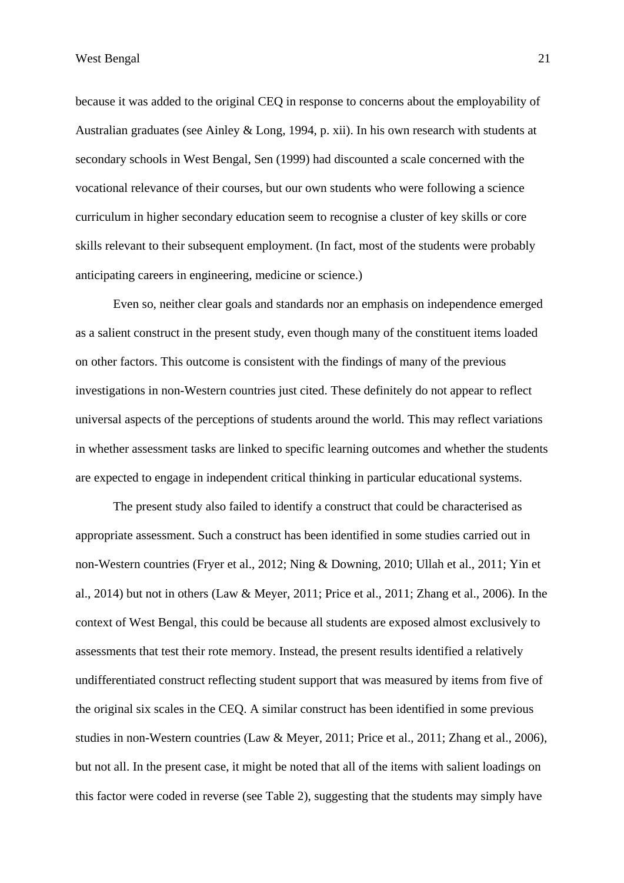because it was added to the original CEQ in response to concerns about the employability of Australian graduates (see Ainley & Long, 1994, p. xii). In his own research with students at secondary schools in West Bengal, Sen (1999) had discounted a scale concerned with the vocational relevance of their courses, but our own students who were following a science curriculum in higher secondary education seem to recognise a cluster of key skills or core skills relevant to their subsequent employment. (In fact, most of the students were probably anticipating careers in engineering, medicine or science.)

Even so, neither clear goals and standards nor an emphasis on independence emerged as a salient construct in the present study, even though many of the constituent items loaded on other factors. This outcome is consistent with the findings of many of the previous investigations in non-Western countries just cited. These definitely do not appear to reflect universal aspects of the perceptions of students around the world. This may reflect variations in whether assessment tasks are linked to specific learning outcomes and whether the students are expected to engage in independent critical thinking in particular educational systems.

The present study also failed to identify a construct that could be characterised as appropriate assessment. Such a construct has been identified in some studies carried out in non-Western countries (Fryer et al., 2012; Ning & Downing, 2010; Ullah et al., 2011; Yin et al., 2014) but not in others (Law & Meyer, 2011; Price et al., 2011; Zhang et al., 2006). In the context of West Bengal, this could be because all students are exposed almost exclusively to assessments that test their rote memory. Instead, the present results identified a relatively undifferentiated construct reflecting student support that was measured by items from five of the original six scales in the CEQ. A similar construct has been identified in some previous studies in non-Western countries (Law & Meyer, 2011; Price et al., 2011; Zhang et al., 2006), but not all. In the present case, it might be noted that all of the items with salient loadings on this factor were coded in reverse (see Table 2), suggesting that the students may simply have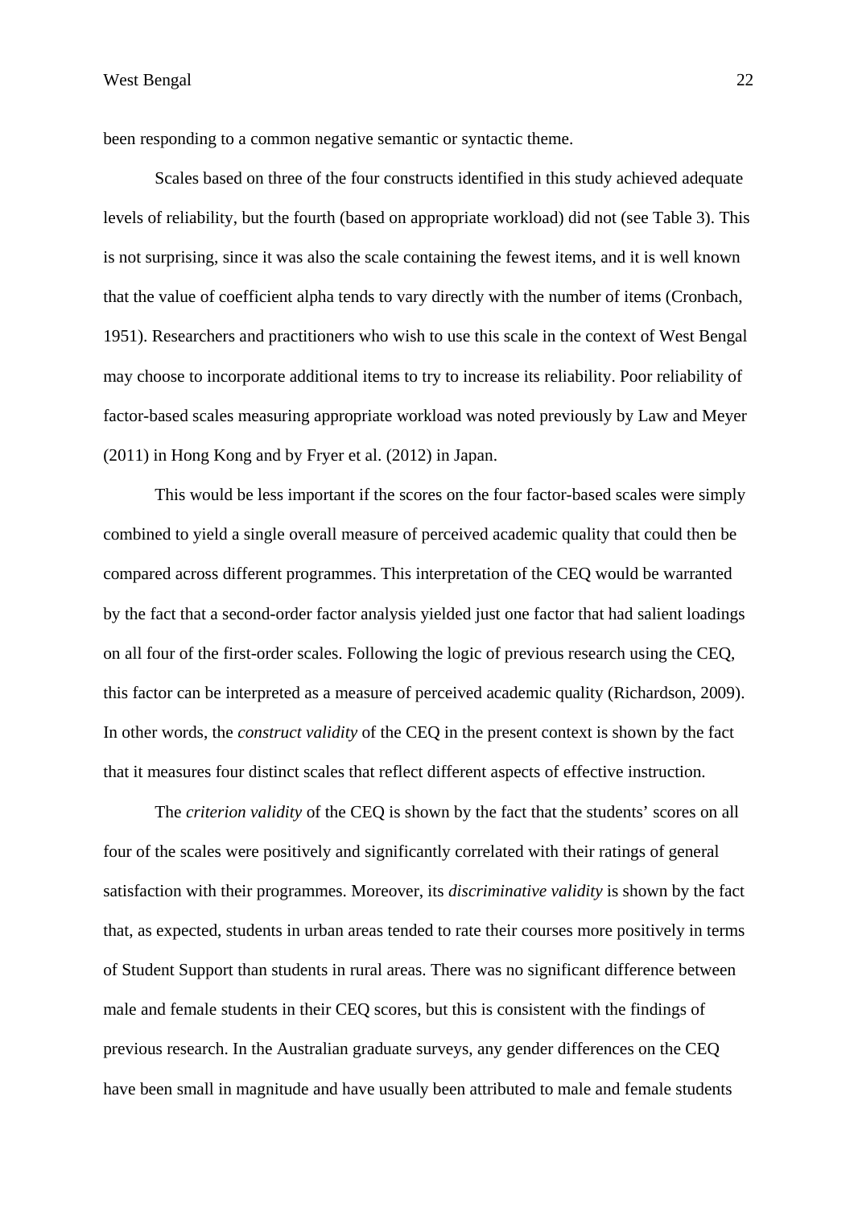been responding to a common negative semantic or syntactic theme.

Scales based on three of the four constructs identified in this study achieved adequate levels of reliability, but the fourth (based on appropriate workload) did not (see Table 3). This is not surprising, since it was also the scale containing the fewest items, and it is well known that the value of coefficient alpha tends to vary directly with the number of items (Cronbach, 1951). Researchers and practitioners who wish to use this scale in the context of West Bengal may choose to incorporate additional items to try to increase its reliability. Poor reliability of factor-based scales measuring appropriate workload was noted previously by Law and Meyer (2011) in Hong Kong and by Fryer et al. (2012) in Japan.

This would be less important if the scores on the four factor-based scales were simply combined to yield a single overall measure of perceived academic quality that could then be compared across different programmes. This interpretation of the CEQ would be warranted by the fact that a second-order factor analysis yielded just one factor that had salient loadings on all four of the first-order scales. Following the logic of previous research using the CEQ, this factor can be interpreted as a measure of perceived academic quality (Richardson, 2009). In other words, the *construct validity* of the CEQ in the present context is shown by the fact that it measures four distinct scales that reflect different aspects of effective instruction.

The *criterion validity* of the CEQ is shown by the fact that the students' scores on all four of the scales were positively and significantly correlated with their ratings of general satisfaction with their programmes. Moreover, its *discriminative validity* is shown by the fact that, as expected, students in urban areas tended to rate their courses more positively in terms of Student Support than students in rural areas. There was no significant difference between male and female students in their CEQ scores, but this is consistent with the findings of previous research. In the Australian graduate surveys, any gender differences on the CEQ have been small in magnitude and have usually been attributed to male and female students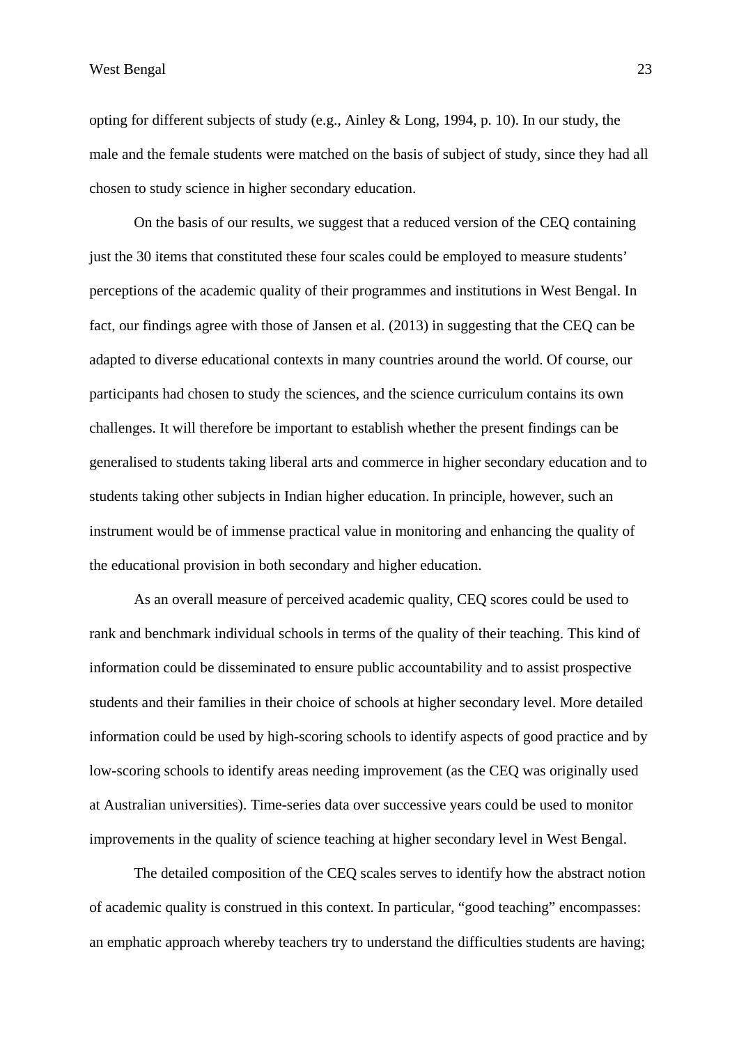opting for different subjects of study (e.g., Ainley & Long, 1994, p. 10). In our study, the male and the female students were matched on the basis of subject of study, since they had all chosen to study science in higher secondary education.

On the basis of our results, we suggest that a reduced version of the CEQ containing just the 30 items that constituted these four scales could be employed to measure students' perceptions of the academic quality of their programmes and institutions in West Bengal. In fact, our findings agree with those of Jansen et al. (2013) in suggesting that the CEQ can be adapted to diverse educational contexts in many countries around the world. Of course, our participants had chosen to study the sciences, and the science curriculum contains its own challenges. It will therefore be important to establish whether the present findings can be generalised to students taking liberal arts and commerce in higher secondary education and to students taking other subjects in Indian higher education. In principle, however, such an instrument would be of immense practical value in monitoring and enhancing the quality of the educational provision in both secondary and higher education.

As an overall measure of perceived academic quality, CEQ scores could be used to rank and benchmark individual schools in terms of the quality of their teaching. This kind of information could be disseminated to ensure public accountability and to assist prospective students and their families in their choice of schools at higher secondary level. More detailed information could be used by high-scoring schools to identify aspects of good practice and by low-scoring schools to identify areas needing improvement (as the CEQ was originally used at Australian universities). Time-series data over successive years could be used to monitor improvements in the quality of science teaching at higher secondary level in West Bengal.

The detailed composition of the CEQ scales serves to identify how the abstract notion of academic quality is construed in this context. In particular, "good teaching" encompasses: an emphatic approach whereby teachers try to understand the difficulties students are having;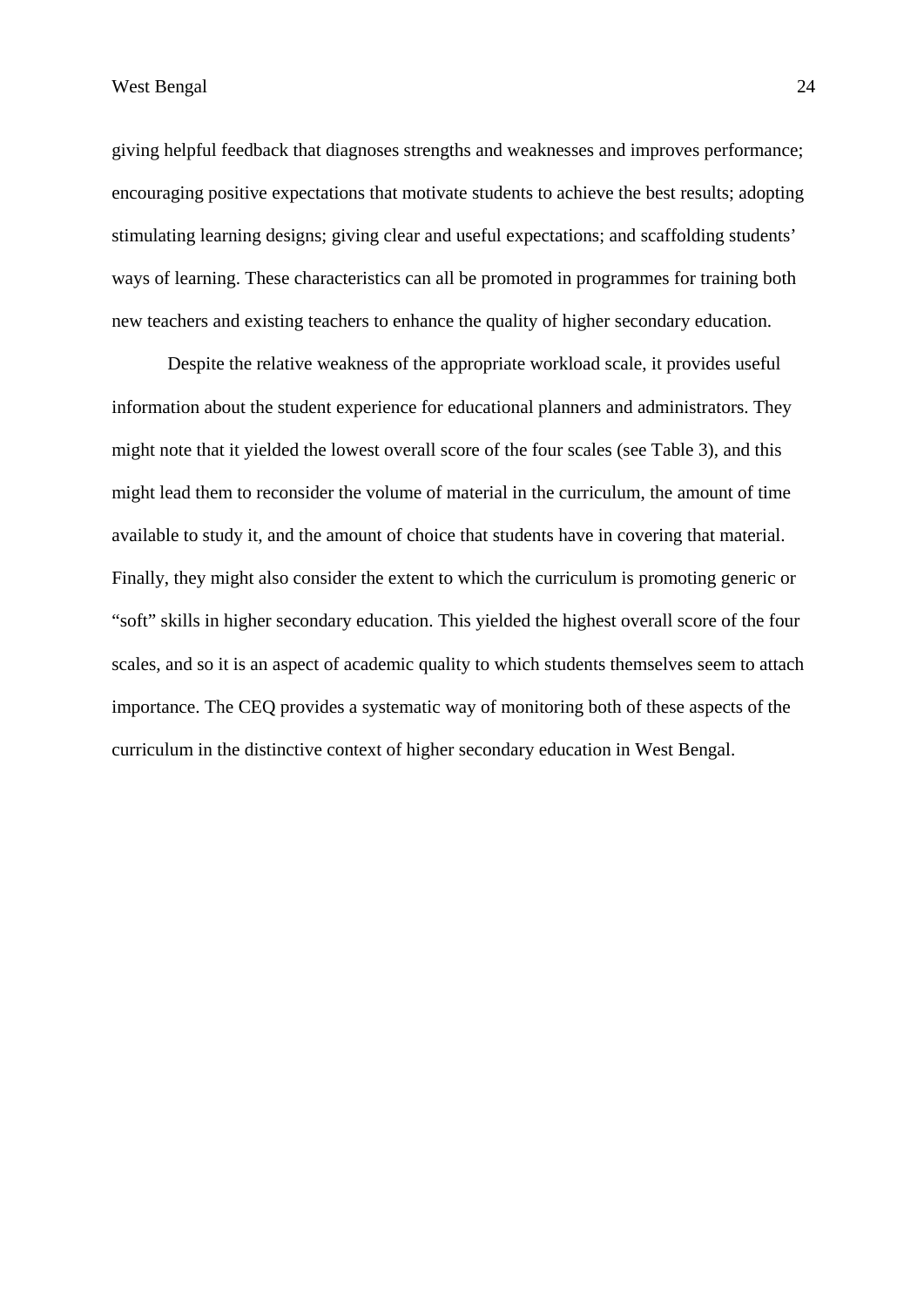giving helpful feedback that diagnoses strengths and weaknesses and improves performance; encouraging positive expectations that motivate students to achieve the best results; adopting stimulating learning designs; giving clear and useful expectations; and scaffolding students' ways of learning. These characteristics can all be promoted in programmes for training both new teachers and existing teachers to enhance the quality of higher secondary education.

Despite the relative weakness of the appropriate workload scale, it provides useful information about the student experience for educational planners and administrators. They might note that it yielded the lowest overall score of the four scales (see Table 3), and this might lead them to reconsider the volume of material in the curriculum, the amount of time available to study it, and the amount of choice that students have in covering that material. Finally, they might also consider the extent to which the curriculum is promoting generic or "soft" skills in higher secondary education. This yielded the highest overall score of the four scales, and so it is an aspect of academic quality to which students themselves seem to attach importance. The CEQ provides a systematic way of monitoring both of these aspects of the curriculum in the distinctive context of higher secondary education in West Bengal.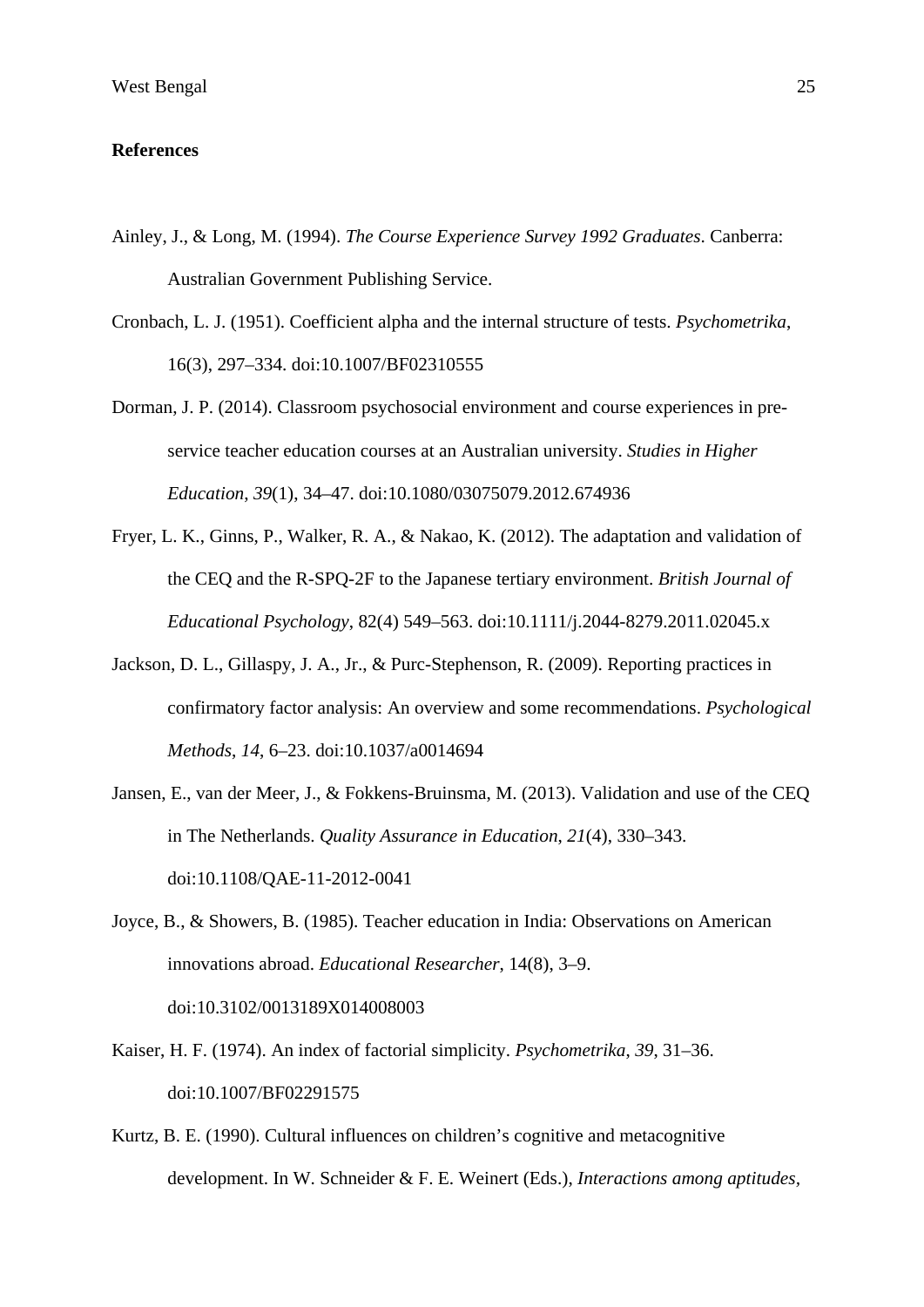## References

Ainley, J., & Long, M. (1994). *The Course Experience Survey 1992 Graduates*. Canberra: Australian Government Publishing Service.

Cronbach, L. J. (1951). Coefficient alpha and the internal structure of tests. *Psychometrika*, 16(3), 297–334. doi:10.1007/BF02310555

Dorman, J. P. (2014). Classroom psychosocial environment and course experiences in pre-service teacher education courses at an Australian university. *Studies in Higher Education*, *39*(1), 34–47. doi:10.1080/03075079.2012.674936

Fryer, L. K., Ginns, P., Walker, R. A., & Nakao, K. (2012). The adaptation and validation of the CEQ and the R-SPQ-2F to the Japanese tertiary environment. *British Journal of Educational Psychology*, 82(4) 549–563. doi:10.1111/j.2044-8279.2011.02045.x

Jackson, D. L., Gillaspy, J. A., Jr., & Purc-Stephenson, R. (2009). Reporting practices in confirmatory factor analysis: An overview and some recommendations. *Psychological Methods*, *14*, 6–23. doi:10.1037/a0014694

Jansen, E., van der Meer, J., & Fokkens-Bruinsma, M. (2013). Validation and use of the CEQ in The Netherlands. *Quality Assurance in Education*, *21*(4), 330–343. doi:10.1108/QAE-11-2012-0041

Joyce, B., & Showers, B. (1985). Teacher education in India: Observations on American innovations abroad. *Educational Researcher*, 14(8), 3–9. doi:10.3102/0013189X014008003

Kaiser, H. F. (1974). An index of factorial simplicity. *Psychometrika*, *39*, 31–36. doi:10.1007/BF02291575

Kurtz, B. E. (1990). Cultural influences on children's cognitive and metacognitive development. In W. Schneider & F. E. Weinert (Eds.), *Interactions among aptitudes,*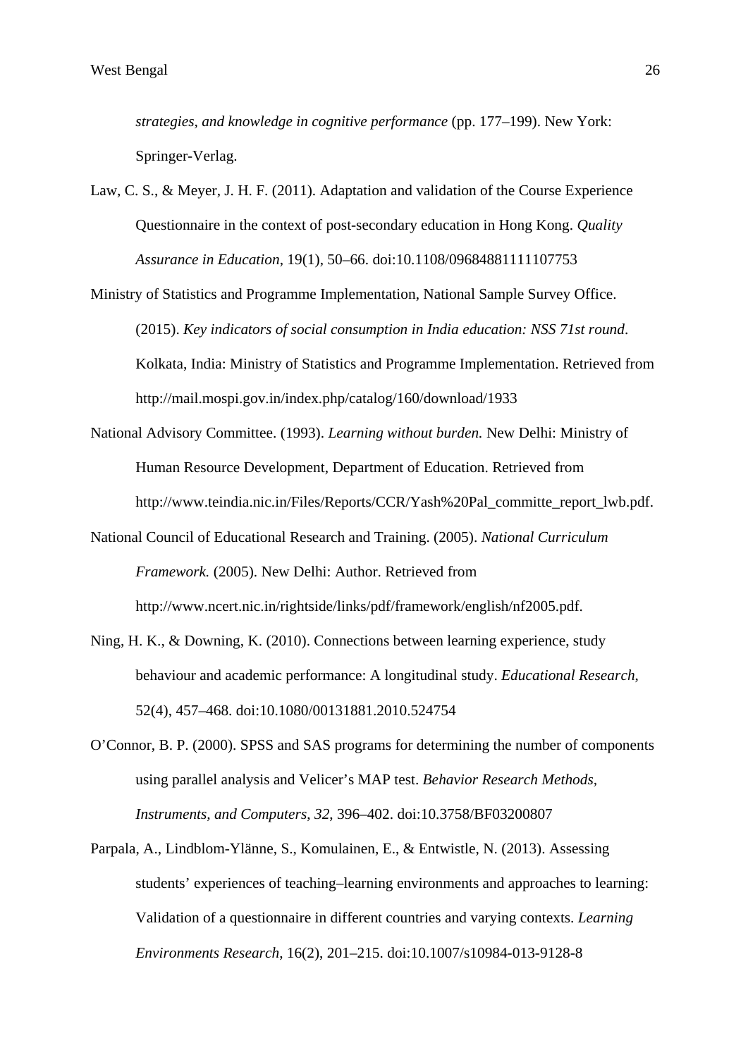*strategies, and knowledge in cognitive performance* (pp. 177–199). New York: Springer-Verlag.

Law, C. S., & Meyer, J. H. F. (2011). Adaptation and validation of the Course Experience Questionnaire in the context of post-secondary education in Hong Kong. *Quality Assurance in Education*, 19(1), 50–66. doi:10.1108/09684881111107753

Ministry of Statistics and Programme Implementation, National Sample Survey Office. (2015). *Key indicators of social consumption in India education: NSS 71st round*. Kolkata, India: Ministry of Statistics and Programme Implementation. Retrieved from http://mail.mospi.gov.in/index.php/catalog/160/download/1933

National Advisory Committee. (1993). *Learning without burden.* New Delhi: Ministry of Human Resource Development, Department of Education. Retrieved from http://www.teindia.nic.in/Files/Reports/CCR/Yash%20Pal_committe_report_lwb.pdf.

National Council of Educational Research and Training. (2005). *National Curriculum Framework.* (2005). New Delhi: Author. Retrieved from http://www.ncert.nic.in/rightside/links/pdf/framework/english/nf2005.pdf.

Ning, H. K., & Downing, K. (2010). Connections between learning experience, study behaviour and academic performance: A longitudinal study. *Educational Research*, 52(4), 457–468. doi:10.1080/00131881.2010.524754

O'Connor, B. P. (2000). SPSS and SAS programs for determining the number of components using parallel analysis and Velicer's MAP test. *Behavior Research Methods, Instruments, and Computers*, *32*, 396–402. doi:10.3758/BF03200807

Parpala, A., Lindblom-Ylänne, S., Komulainen, E., & Entwistle, N. (2013). Assessing students' experiences of teaching–learning environments and approaches to learning: Validation of a questionnaire in different countries and varying contexts. *Learning Environments Research*, 16(2), 201–215. doi:10.1007/s10984-013-9128-8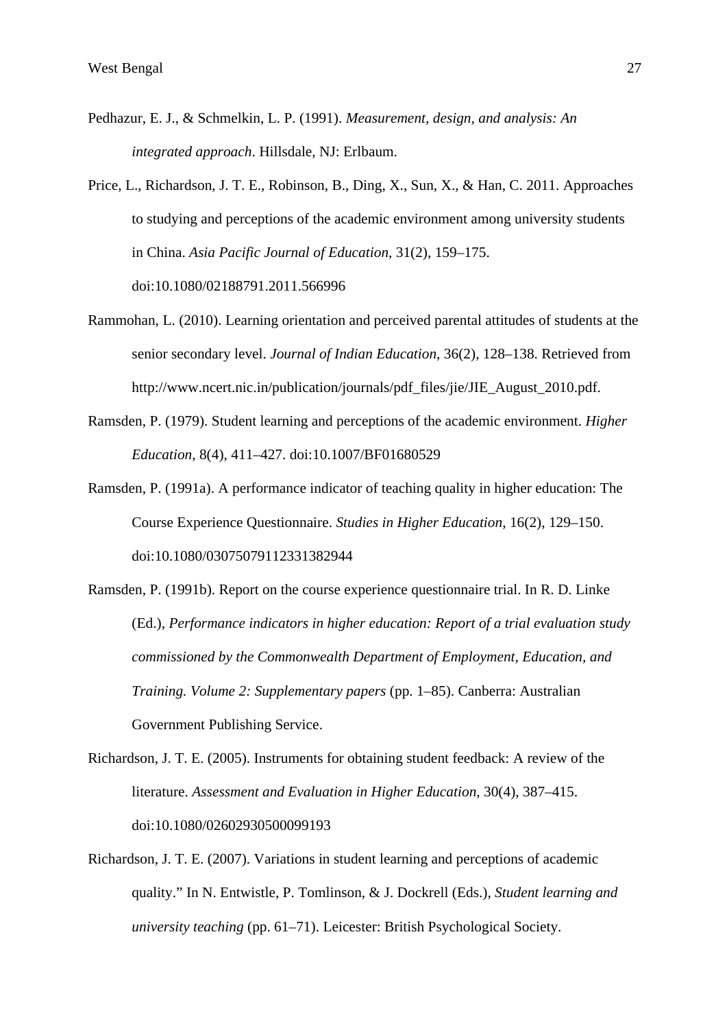Pedhazur, E. J., & Schmelkin, L. P. (1991). *Measurement, design, and analysis: An integrated approach*. Hillsdale, NJ: Erlbaum.

Price, L., Richardson, J. T. E., Robinson, B., Ding, X., Sun, X., & Han, C. 2011. Approaches to studying and perceptions of the academic environment among university students in China. *Asia Pacific Journal of Education*, 31(2), 159–175. doi:10.1080/02188791.2011.566996

Rammohan, L. (2010). Learning orientation and perceived parental attitudes of students at the senior secondary level. *Journal of Indian Education*, 36(2), 128–138. Retrieved from http://www.ncert.nic.in/publication/journals/pdf_files/jie/JIE_August_2010.pdf.

Ramsden, P. (1979). Student learning and perceptions of the academic environment. *Higher Education*, 8(4), 411–427. doi:10.1007/BF01680529

Ramsden, P. (1991a). A performance indicator of teaching quality in higher education: The Course Experience Questionnaire. *Studies in Higher Education*, 16(2), 129–150. doi:10.1080/03075079112331382944

Ramsden, P. (1991b). Report on the course experience questionnaire trial. In R. D. Linke (Ed.), *Performance indicators in higher education: Report of a trial evaluation study commissioned by the Commonwealth Department of Employment, Education, and Training. Volume 2: Supplementary papers* (pp. 1–85). Canberra: Australian Government Publishing Service.

Richardson, J. T. E. (2005). Instruments for obtaining student feedback: A review of the literature. *Assessment and Evaluation in Higher Education*, 30(4), 387–415. doi:10.1080/02602930500099193

Richardson, J. T. E. (2007). Variations in student learning and perceptions of academic quality." In N. Entwistle, P. Tomlinson, & J. Dockrell (Eds.), *Student learning and university teaching* (pp. 61–71). Leicester: British Psychological Society.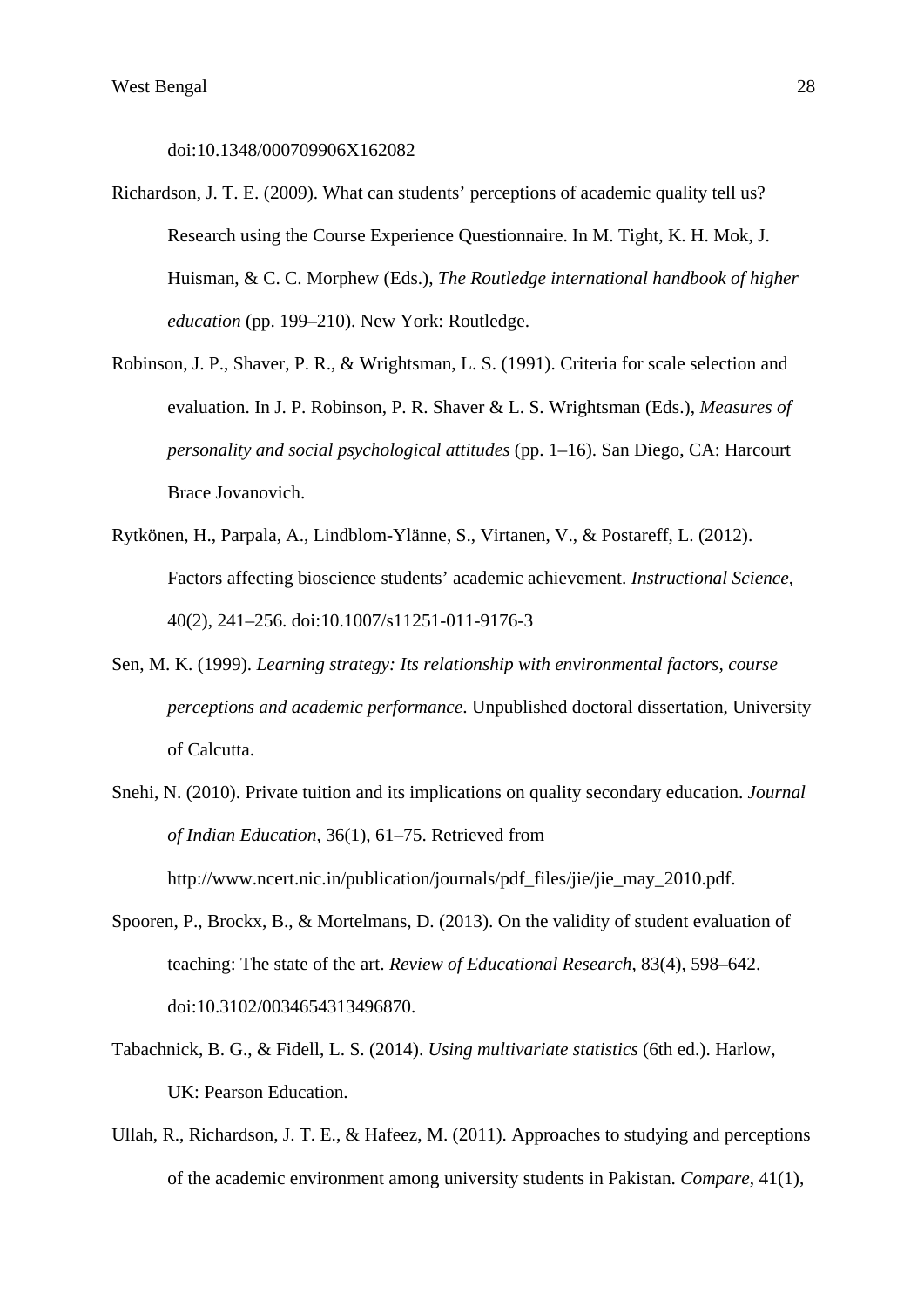doi:10.1348/000709906X162082

Richardson, J. T. E. (2009). What can students' perceptions of academic quality tell us? Research using the Course Experience Questionnaire. In M. Tight, K. H. Mok, J. Huisman, & C. C. Morphew (Eds.), *The Routledge international handbook of higher education* (pp. 199–210). New York: Routledge.

Robinson, J. P., Shaver, P. R., & Wrightsman, L. S. (1991). Criteria for scale selection and evaluation. In J. P. Robinson, P. R. Shaver & L. S. Wrightsman (Eds.), *Measures of personality and social psychological attitudes* (pp. 1–16). San Diego, CA: Harcourt Brace Jovanovich.

Rytkönen, H., Parpala, A., Lindblom-Ylänne, S., Virtanen, V., & Postareff, L. (2012). Factors affecting bioscience students' academic achievement. *Instructional Science*, 40(2), 241–256. doi:10.1007/s11251-011-9176-3

Sen, M. K. (1999). *Learning strategy: Its relationship with environmental factors, course perceptions and academic performance*. Unpublished doctoral dissertation, University of Calcutta.

Snehi, N. (2010). Private tuition and its implications on quality secondary education. *Journal of Indian Education*, 36(1), 61–75. Retrieved from http://www.ncert.nic.in/publication/journals/pdf_files/jie/jie_may_2010.pdf.

Spooren, P., Brockx, B., & Mortelmans, D. (2013). On the validity of student evaluation of teaching: The state of the art. *Review of Educational Research*, 83(4), 598–642. doi:10.3102/0034654313496870.

Tabachnick, B. G., & Fidell, L. S. (2014). *Using multivariate statistics* (6th ed.). Harlow, UK: Pearson Education.

Ullah, R., Richardson, J. T. E., & Hafeez, M. (2011). Approaches to studying and perceptions of the academic environment among university students in Pakistan. *Compare*, 41(1),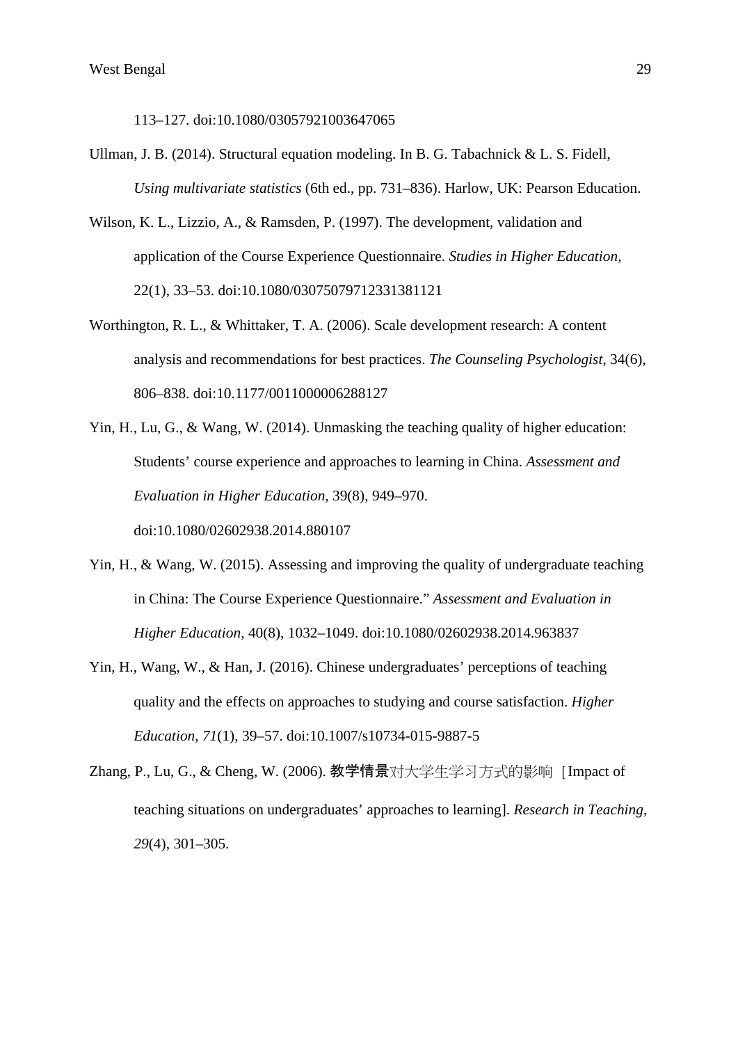113–127. doi:10.1080/03057921003647065

Ullman, J. B. (2014). Structural equation modeling. In B. G. Tabachnick & L. S. Fidell, *Using multivariate statistics* (6th ed., pp. 731–836). Harlow, UK: Pearson Education.

Wilson, K. L., Lizzio, A., & Ramsden, P. (1997). The development, validation and application of the Course Experience Questionnaire. *Studies in Higher Education*, 22(1), 33–53. doi:10.1080/03075079712331381121

Worthington, R. L., & Whittaker, T. A. (2006). Scale development research: A content analysis and recommendations for best practices. *The Counseling Psychologist*, 34(6), 806–838. doi:10.1177/0011000006288127

Yin, H., Lu, G., & Wang, W. (2014). Unmasking the teaching quality of higher education: Students' course experience and approaches to learning in China. *Assessment and Evaluation in Higher Education*, 39(8), 949–970. doi:10.1080/02602938.2014.880107

Yin, H., & Wang, W. (2015). Assessing and improving the quality of undergraduate teaching in China: The Course Experience Questionnaire." *Assessment and Evaluation in Higher Education*, 40(8), 1032–1049. doi:10.1080/02602938.2014.963837

Yin, H., Wang, W., & Han, J. (2016). Chinese undergraduates' perceptions of teaching quality and the effects on approaches to studying and course satisfaction. *Higher Education*, *71*(1), 39–57. doi:10.1007/s10734-015-9887-5

Zhang, P., Lu, G., & Cheng, W. (2006). **教学情景**对大学生学习方式的影响 [Impact of teaching situations on undergraduates' approaches to learning]. *Research in Teaching*, *29*(4), 301–305.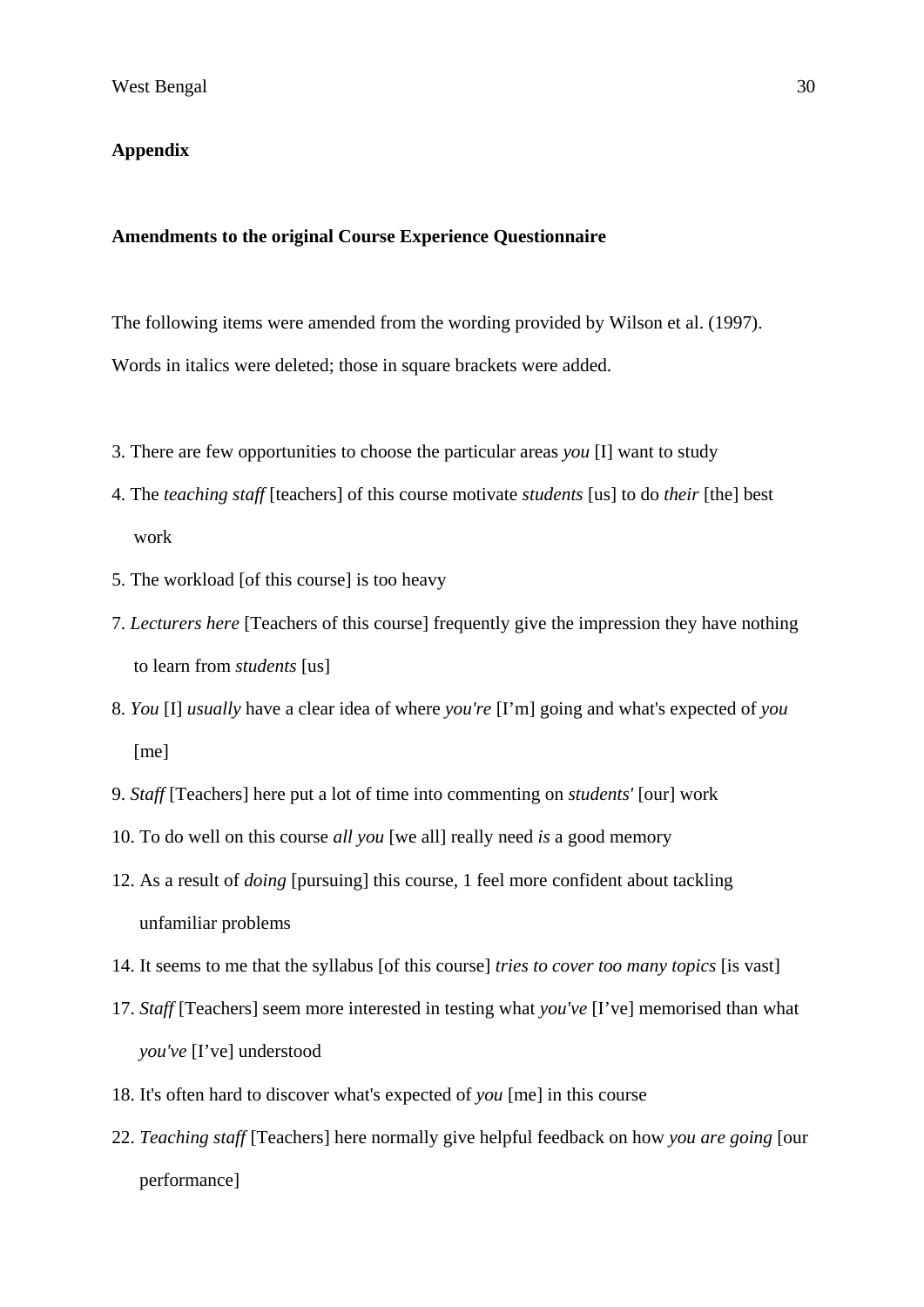**Appendix**

**Amendments to the original Course Experience Questionnaire**

The following items were amended from the wording provided by Wilson et al. (1997). Words in italics were deleted; those in square brackets were added.

3. There are few opportunities to choose the particular areas *you* [I] want to study
4. The *teaching staff* [teachers] of this course motivate *students* [us] to do *their* [the] best work
5. The workload [of this course] is too heavy
7. *Lecturers here* [Teachers of this course] frequently give the impression they have nothing to learn from *students* [us]
8. *You* [I] *usually* have a clear idea of where *you're* [I'm] going and what's expected of *you* [me]
9. *Staff* [Teachers] here put a lot of time into commenting on *students'* [our] work
10. To do well on this course *all you* [we all] really need *is* a good memory
12. As a result of *doing* [pursuing] this course, 1 feel more confident about tackling unfamiliar problems
14. It seems to me that the syllabus [of this course] *tries to cover too many topics* [is vast]
17. *Staff* [Teachers] seem more interested in testing what *you've* [I've] memorised than what *you've* [I've] understood
18. It's often hard to discover what's expected of *you* [me] in this course
22. *Teaching staff* [Teachers] here normally give helpful feedback on how *you are going* [our performance]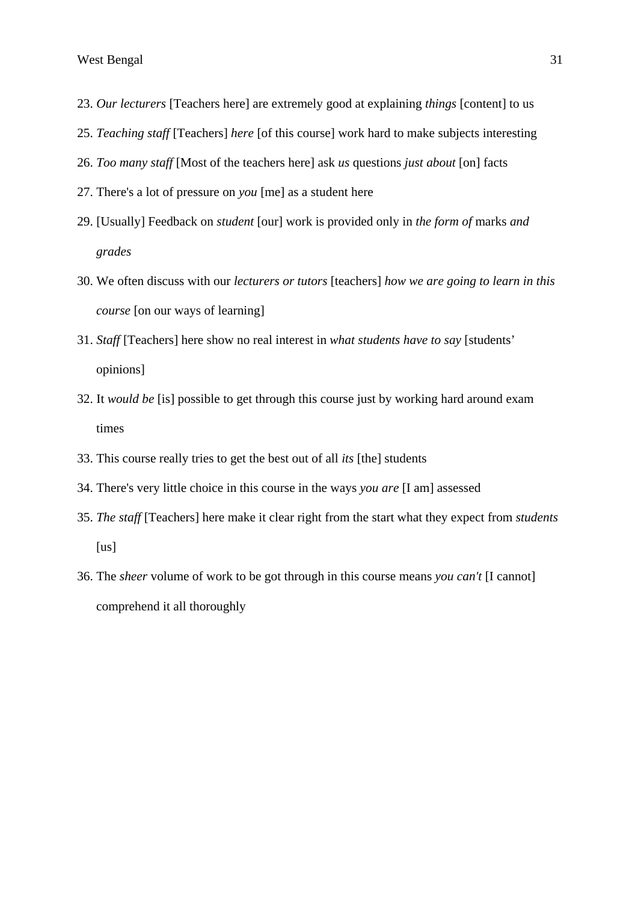23. *Our lecturers* [Teachers here] are extremely good at explaining *things* [content] to us
25. *Teaching staff* [Teachers] *here* [of this course] work hard to make subjects interesting
26. *Too many staff* [Most of the teachers here] ask *us* questions *just about* [on] facts
27. There's a lot of pressure on *you* [me] as a student here
29. [Usually] Feedback on *student* [our] work is provided only in *the form of* marks *and grades*
30. We often discuss with our *lecturers or tutors* [teachers] *how we are going to learn in this course* [on our ways of learning]
31. *Staff* [Teachers] here show no real interest in *what students have to say* [students' opinions]
32. It *would be* [is] possible to get through this course just by working hard around exam times
33. This course really tries to get the best out of all *its* [the] students
34. There's very little choice in this course in the ways *you are* [I am] assessed
35. *The staff* [Teachers] here make it clear right from the start what they expect from *students* [us]
36. The *sheer* volume of work to be got through in this course means *you can't* [I cannot] comprehend it all thoroughly